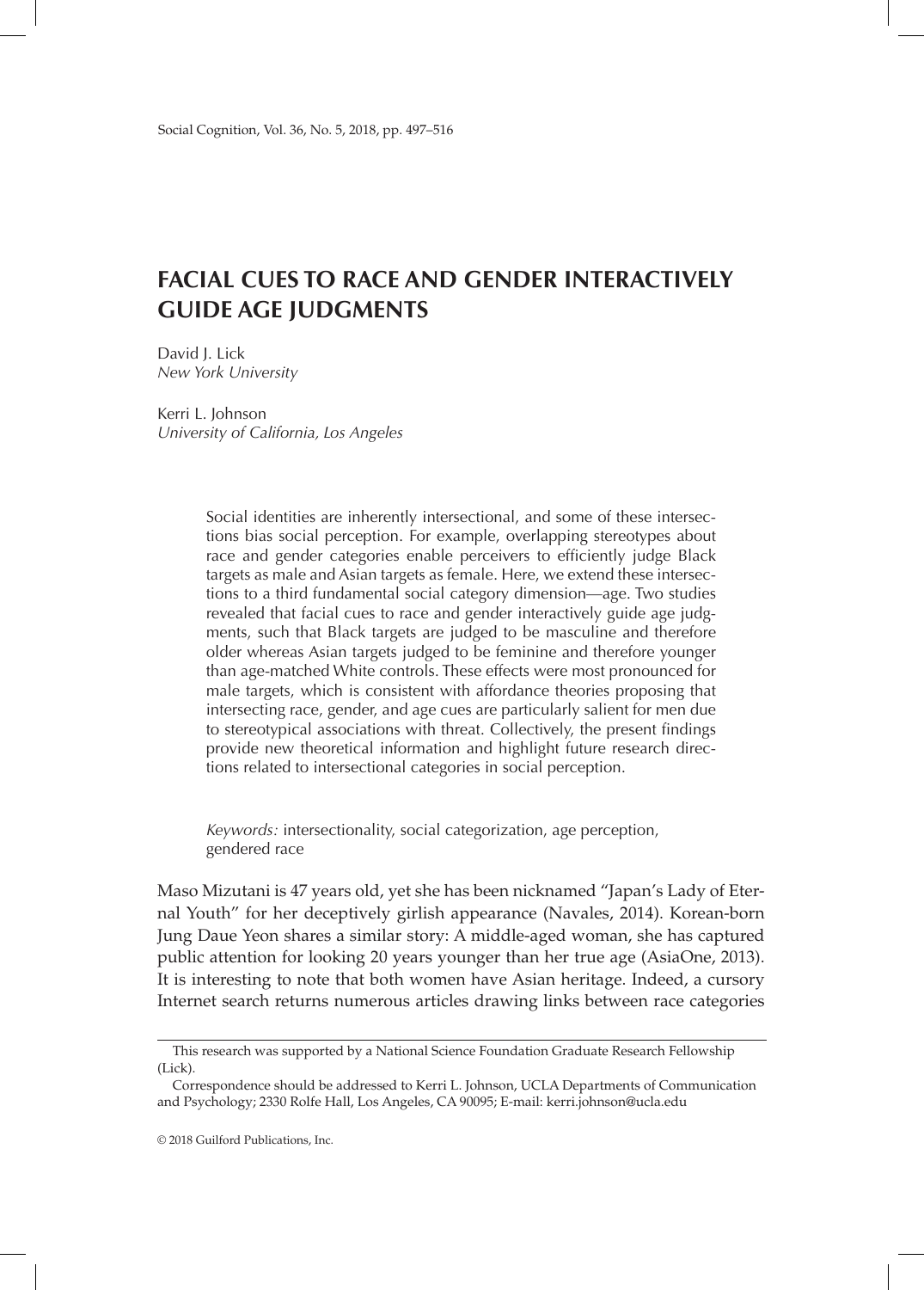# FACIAL CUES TO RACE AND GENDER INTERACTIVELY GUIDE AGE JUDGMENTS

David J. Lick
*New York University*

Kerri L. Johnson
*University of California, Los Angeles*

> Social identities are inherently intersectional, and some of these intersections bias social perception. For example, overlapping stereotypes about race and gender categories enable perceivers to efficiently judge Black targets as male and Asian targets as female. Here, we extend these intersections to a third fundamental social category dimension—age. Two studies revealed that facial cues to race and gender interactively guide age judgments, such that Black targets are judged to be masculine and therefore older whereas Asian targets judged to be feminine and therefore younger than age-matched White controls. These effects were most pronounced for male targets, which is consistent with affordance theories proposing that intersecting race, gender, and age cues are particularly salient for men due to stereotypical associations with threat. Collectively, the present findings provide new theoretical information and highlight future research directions related to intersectional categories in social perception.
>
> *Keywords:* intersectionality, social categorization, age perception, gendered race

Maso Mizutani is 47 years old, yet she has been nicknamed "Japan's Lady of Eternal Youth" for her deceptively girlish appearance (Navales, 2014). Korean-born Jung Daue Yeon shares a similar story: A middle-aged woman, she has captured public attention for looking 20 years younger than her true age (AsiaOne, 2013). It is interesting to note that both women have Asian heritage. Indeed, a cursory Internet search returns numerous articles drawing links between race categories

---

This research was supported by a National Science Foundation Graduate Research Fellowship (Lick).

Correspondence should be addressed to Kerri L. Johnson, UCLA Departments of Communication and Psychology; 2330 Rolfe Hall, Los Angeles, CA 90095; E-mail: kerri.johnson@ucla.edu

© 2018 Guilford Publications, Inc.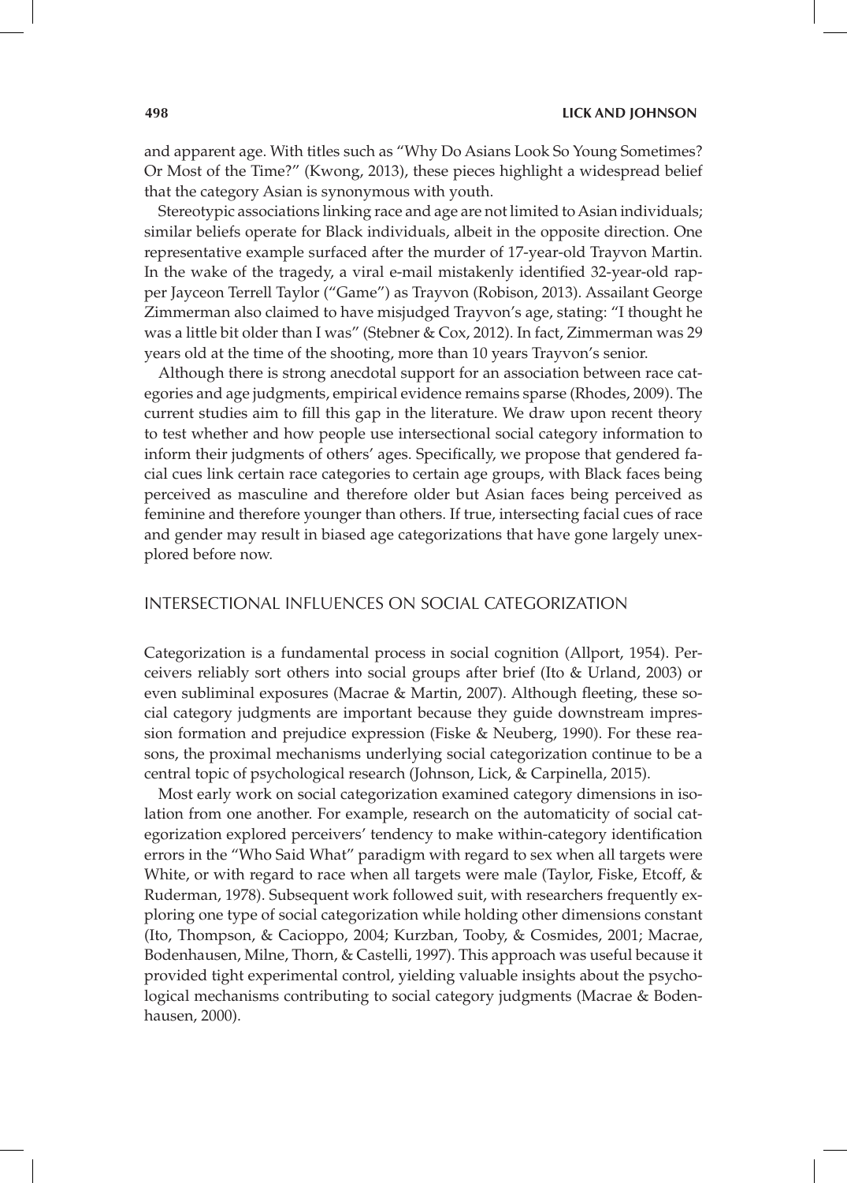and apparent age. With titles such as "Why Do Asians Look So Young Sometimes? Or Most of the Time?" (Kwong, 2013), these pieces highlight a widespread belief that the category Asian is synonymous with youth.

Stereotypic associations linking race and age are not limited to Asian individuals; similar beliefs operate for Black individuals, albeit in the opposite direction. One representative example surfaced after the murder of 17-year-old Trayvon Martin. In the wake of the tragedy, a viral e-mail mistakenly identified 32-year-old rapper Jayceon Terrell Taylor ("Game") as Trayvon (Robison, 2013). Assailant George Zimmerman also claimed to have misjudged Trayvon's age, stating: "I thought he was a little bit older than I was" (Stebner & Cox, 2012). In fact, Zimmerman was 29 years old at the time of the shooting, more than 10 years Trayvon's senior.

Although there is strong anecdotal support for an association between race categories and age judgments, empirical evidence remains sparse (Rhodes, 2009). The current studies aim to fill this gap in the literature. We draw upon recent theory to test whether and how people use intersectional social category information to inform their judgments of others' ages. Specifically, we propose that gendered facial cues link certain race categories to certain age groups, with Black faces being perceived as masculine and therefore older but Asian faces being perceived as feminine and therefore younger than others. If true, intersecting facial cues of race and gender may result in biased age categorizations that have gone largely unexplored before now.

## INTERSECTIONAL INFLUENCES ON SOCIAL CATEGORIZATION

Categorization is a fundamental process in social cognition (Allport, 1954). Perceivers reliably sort others into social groups after brief (Ito & Urland, 2003) or even subliminal exposures (Macrae & Martin, 2007). Although fleeting, these social category judgments are important because they guide downstream impression formation and prejudice expression (Fiske & Neuberg, 1990). For these reasons, the proximal mechanisms underlying social categorization continue to be a central topic of psychological research (Johnson, Lick, & Carpinella, 2015).

Most early work on social categorization examined category dimensions in isolation from one another. For example, research on the automaticity of social categorization explored perceivers' tendency to make within-category identification errors in the "Who Said What" paradigm with regard to sex when all targets were White, or with regard to race when all targets were male (Taylor, Fiske, Etcoff, & Ruderman, 1978). Subsequent work followed suit, with researchers frequently exploring one type of social categorization while holding other dimensions constant (Ito, Thompson, & Cacioppo, 2004; Kurzban, Tooby, & Cosmides, 2001; Macrae, Bodenhausen, Milne, Thorn, & Castelli, 1997). This approach was useful because it provided tight experimental control, yielding valuable insights about the psychological mechanisms contributing to social category judgments (Macrae & Bodenhausen, 2000).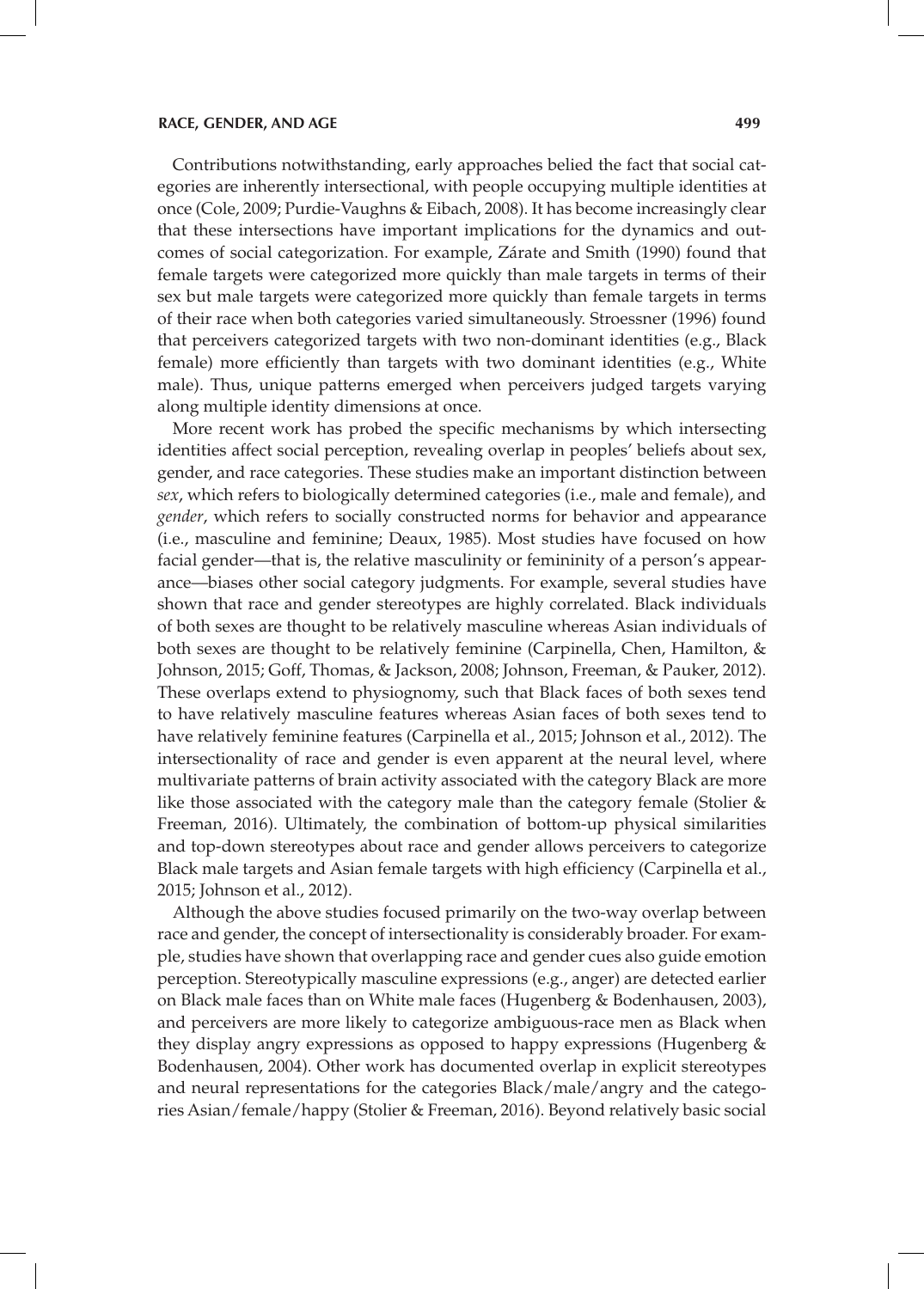Contributions notwithstanding, early approaches belied the fact that social categories are inherently intersectional, with people occupying multiple identities at once (Cole, 2009; Purdie-Vaughns & Eibach, 2008). It has become increasingly clear that these intersections have important implications for the dynamics and outcomes of social categorization. For example, Zárate and Smith (1990) found that female targets were categorized more quickly than male targets in terms of their sex but male targets were categorized more quickly than female targets in terms of their race when both categories varied simultaneously. Stroessner (1996) found that perceivers categorized targets with two non-dominant identities (e.g., Black female) more efficiently than targets with two dominant identities (e.g., White male). Thus, unique patterns emerged when perceivers judged targets varying along multiple identity dimensions at once.

More recent work has probed the specific mechanisms by which intersecting identities affect social perception, revealing overlap in peoples' beliefs about sex, gender, and race categories. These studies make an important distinction between *sex*, which refers to biologically determined categories (i.e., male and female), and *gender*, which refers to socially constructed norms for behavior and appearance (i.e., masculine and feminine; Deaux, 1985). Most studies have focused on how facial gender—that is, the relative masculinity or femininity of a person's appearance—biases other social category judgments. For example, several studies have shown that race and gender stereotypes are highly correlated. Black individuals of both sexes are thought to be relatively masculine whereas Asian individuals of both sexes are thought to be relatively feminine (Carpinella, Chen, Hamilton, & Johnson, 2015; Goff, Thomas, & Jackson, 2008; Johnson, Freeman, & Pauker, 2012). These overlaps extend to physiognomy, such that Black faces of both sexes tend to have relatively masculine features whereas Asian faces of both sexes tend to have relatively feminine features (Carpinella et al., 2015; Johnson et al., 2012). The intersectionality of race and gender is even apparent at the neural level, where multivariate patterns of brain activity associated with the category Black are more like those associated with the category male than the category female (Stolier & Freeman, 2016). Ultimately, the combination of bottom-up physical similarities and top-down stereotypes about race and gender allows perceivers to categorize Black male targets and Asian female targets with high efficiency (Carpinella et al., 2015; Johnson et al., 2012).

Although the above studies focused primarily on the two-way overlap between race and gender, the concept of intersectionality is considerably broader. For example, studies have shown that overlapping race and gender cues also guide emotion perception. Stereotypically masculine expressions (e.g., anger) are detected earlier on Black male faces than on White male faces (Hugenberg & Bodenhausen, 2003), and perceivers are more likely to categorize ambiguous-race men as Black when they display angry expressions as opposed to happy expressions (Hugenberg & Bodenhausen, 2004). Other work has documented overlap in explicit stereotypes and neural representations for the categories Black/male/angry and the categories Asian/female/happy (Stolier & Freeman, 2016). Beyond relatively basic social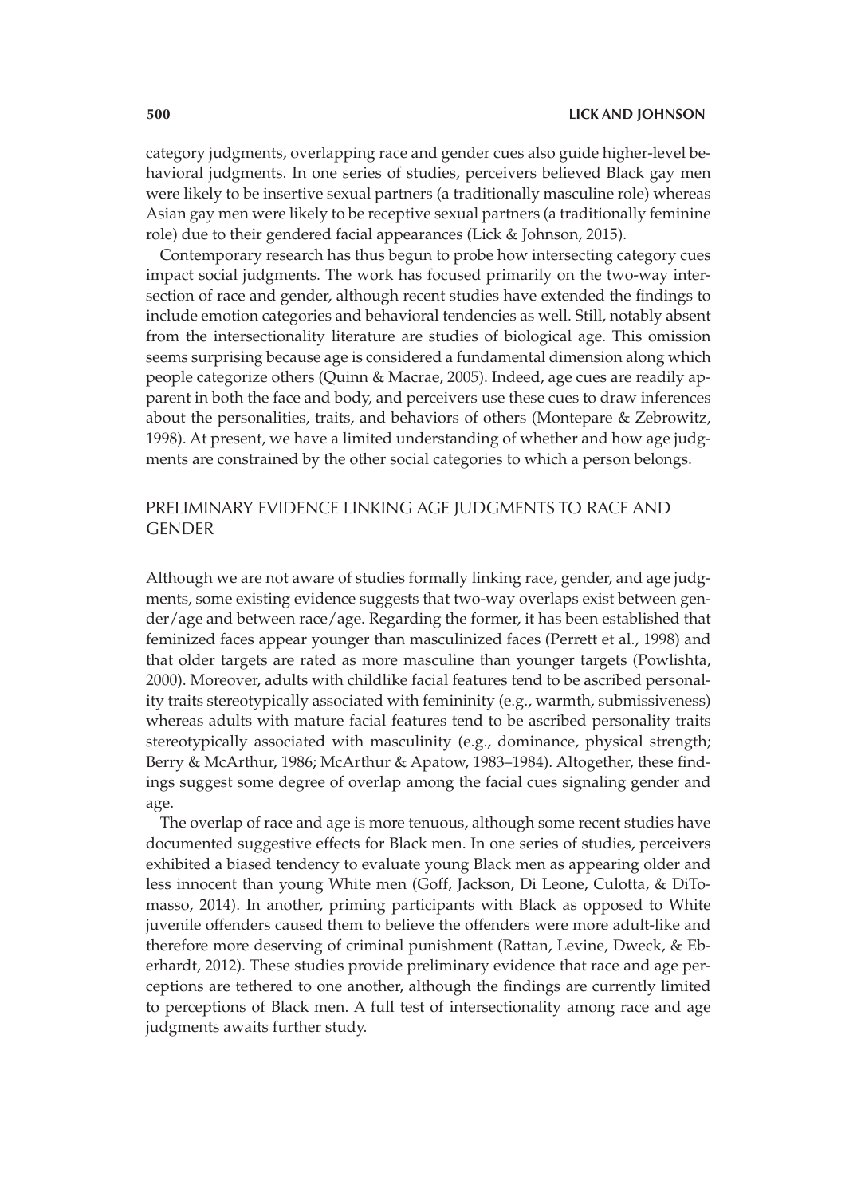category judgments, overlapping race and gender cues also guide higher-level behavioral judgments. In one series of studies, perceivers believed Black gay men were likely to be insertive sexual partners (a traditionally masculine role) whereas Asian gay men were likely to be receptive sexual partners (a traditionally feminine role) due to their gendered facial appearances (Lick & Johnson, 2015).

Contemporary research has thus begun to probe how intersecting category cues impact social judgments. The work has focused primarily on the two-way intersection of race and gender, although recent studies have extended the findings to include emotion categories and behavioral tendencies as well. Still, notably absent from the intersectionality literature are studies of biological age. This omission seems surprising because age is considered a fundamental dimension along which people categorize others (Quinn & Macrae, 2005). Indeed, age cues are readily apparent in both the face and body, and perceivers use these cues to draw inferences about the personalities, traits, and behaviors of others (Montepare & Zebrowitz, 1998). At present, we have a limited understanding of whether and how age judgments are constrained by the other social categories to which a person belongs.

## PRELIMINARY EVIDENCE LINKING AGE JUDGMENTS TO RACE AND GENDER

Although we are not aware of studies formally linking race, gender, and age judgments, some existing evidence suggests that two-way overlaps exist between gender/age and between race/age. Regarding the former, it has been established that feminized faces appear younger than masculinized faces (Perrett et al., 1998) and that older targets are rated as more masculine than younger targets (Powlishta, 2000). Moreover, adults with childlike facial features tend to be ascribed personality traits stereotypically associated with femininity (e.g., warmth, submissiveness) whereas adults with mature facial features tend to be ascribed personality traits stereotypically associated with masculinity (e.g., dominance, physical strength; Berry & McArthur, 1986; McArthur & Apatow, 1983–1984). Altogether, these findings suggest some degree of overlap among the facial cues signaling gender and age.

The overlap of race and age is more tenuous, although some recent studies have documented suggestive effects for Black men. In one series of studies, perceivers exhibited a biased tendency to evaluate young Black men as appearing older and less innocent than young White men (Goff, Jackson, Di Leone, Culotta, & DiTomasso, 2014). In another, priming participants with Black as opposed to White juvenile offenders caused them to believe the offenders were more adult-like and therefore more deserving of criminal punishment (Rattan, Levine, Dweck, & Eberhardt, 2012). These studies provide preliminary evidence that race and age perceptions are tethered to one another, although the findings are currently limited to perceptions of Black men. A full test of intersectionality among race and age judgments awaits further study.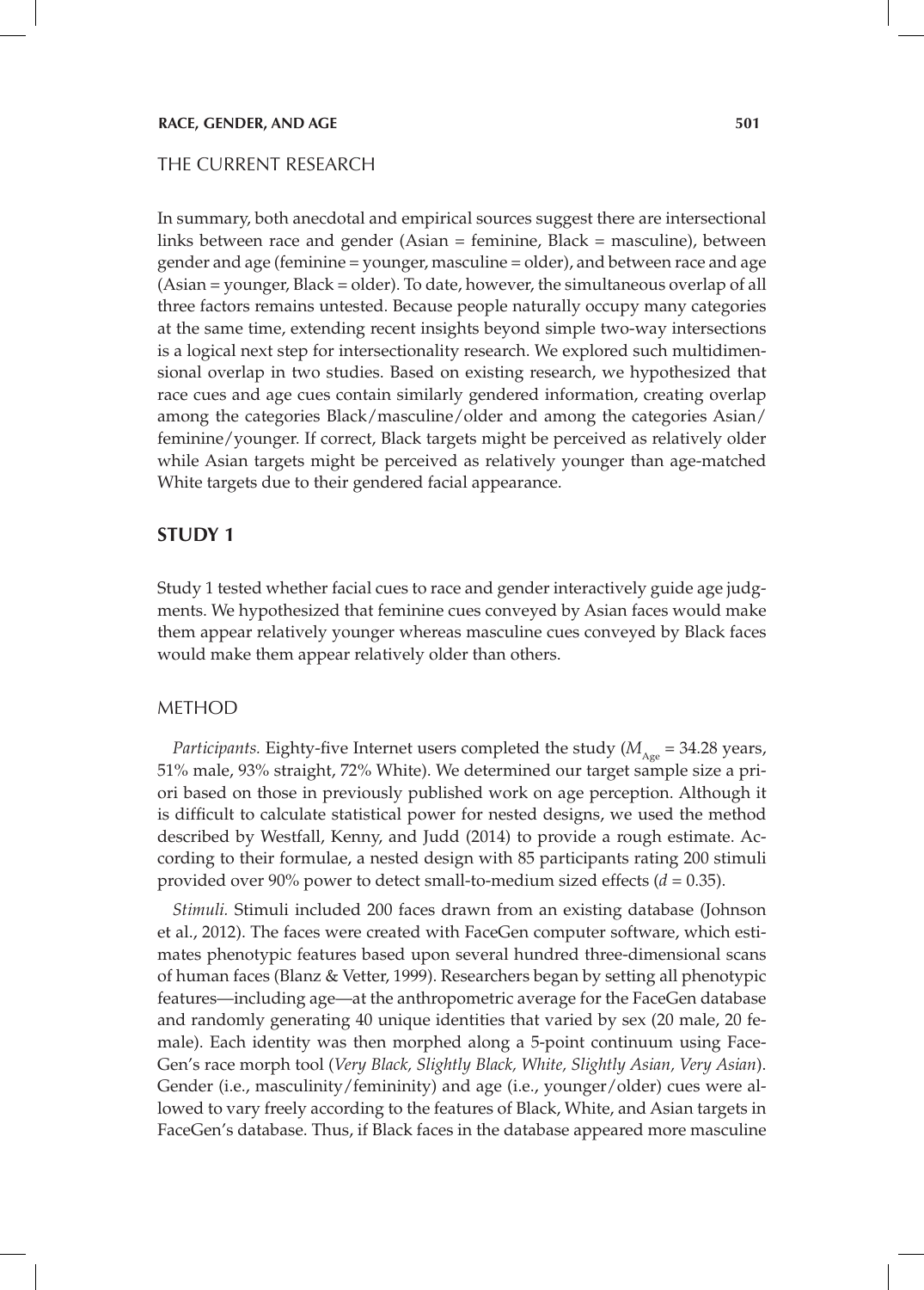## THE CURRENT RESEARCH

In summary, both anecdotal and empirical sources suggest there are intersectional links between race and gender (Asian = feminine, Black = masculine), between gender and age (feminine = younger, masculine = older), and between race and age (Asian = younger, Black = older). To date, however, the simultaneous overlap of all three factors remains untested. Because people naturally occupy many categories at the same time, extending recent insights beyond simple two-way intersections is a logical next step for intersectionality research. We explored such multidimensional overlap in two studies. Based on existing research, we hypothesized that race cues and age cues contain similarly gendered information, creating overlap among the categories Black/masculine/older and among the categories Asian/feminine/younger. If correct, Black targets might be perceived as relatively older while Asian targets might be perceived as relatively younger than age-matched White targets due to their gendered facial appearance.

## STUDY 1

Study 1 tested whether facial cues to race and gender interactively guide age judgments. We hypothesized that feminine cues conveyed by Asian faces would make them appear relatively younger whereas masculine cues conveyed by Black faces would make them appear relatively older than others.

### METHOD

*Participants.* Eighty-five Internet users completed the study ($M_{Age}$ = 34.28 years, 51% male, 93% straight, 72% White). We determined our target sample size a priori based on those in previously published work on age perception. Although it is difficult to calculate statistical power for nested designs, we used the method described by Westfall, Kenny, and Judd (2014) to provide a rough estimate. According to their formulae, a nested design with 85 participants rating 200 stimuli provided over 90% power to detect small-to-medium sized effects ($d$ = 0.35).

*Stimuli.* Stimuli included 200 faces drawn from an existing database (Johnson et al., 2012). The faces were created with FaceGen computer software, which estimates phenotypic features based upon several hundred three-dimensional scans of human faces (Blanz & Vetter, 1999). Researchers began by setting all phenotypic features—including age—at the anthropometric average for the FaceGen database and randomly generating 40 unique identities that varied by sex (20 male, 20 female). Each identity was then morphed along a 5-point continuum using FaceGen's race morph tool (*Very Black, Slightly Black, White, Slightly Asian, Very Asian*). Gender (i.e., masculinity/femininity) and age (i.e., younger/older) cues were allowed to vary freely according to the features of Black, White, and Asian targets in FaceGen's database. Thus, if Black faces in the database appeared more masculine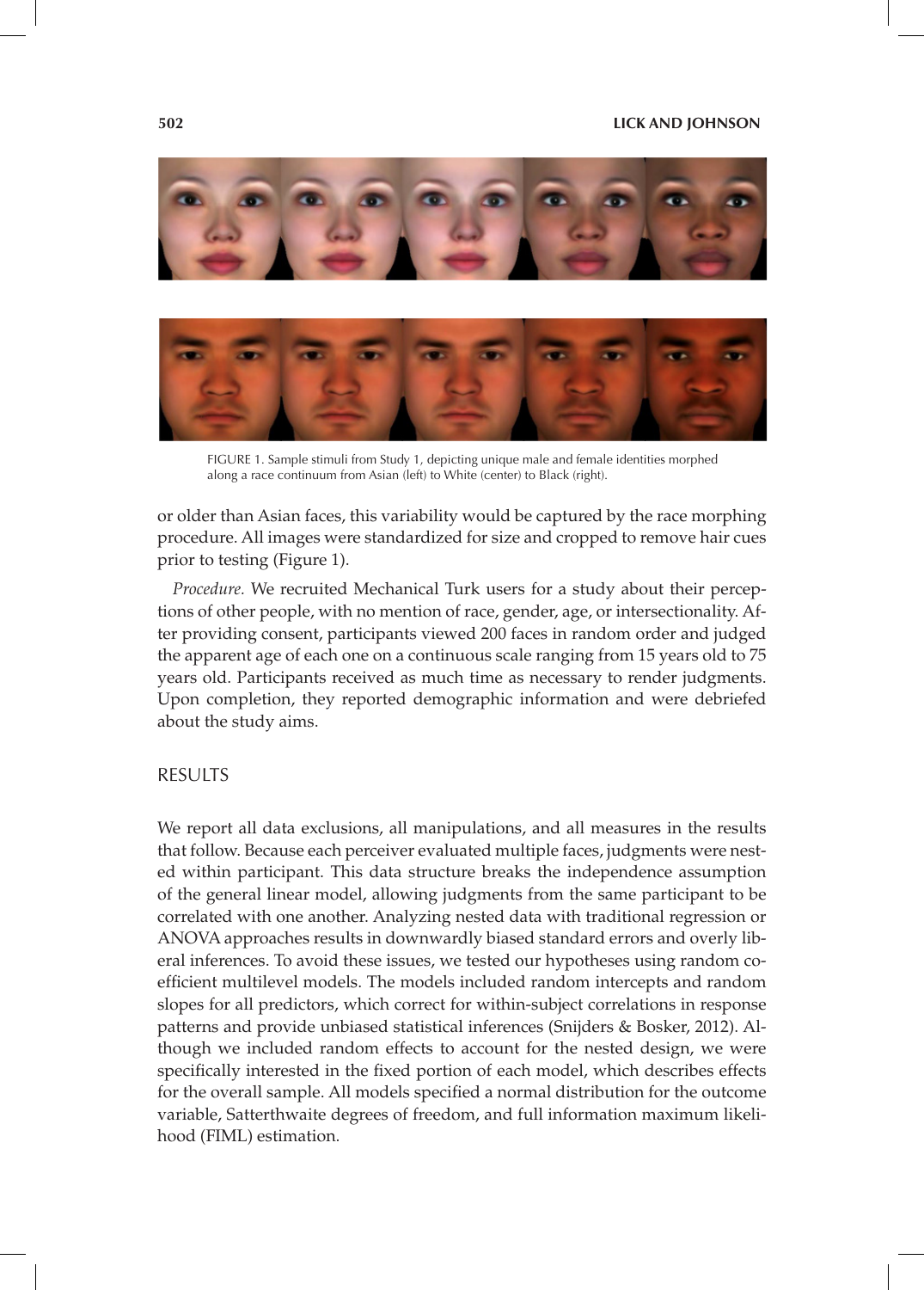FIGURE 1. Sample stimuli from Study 1, depicting unique male and female identities morphed along a race continuum from Asian (left) to White (center) to Black (right).

or older than Asian faces, this variability would be captured by the race morphing procedure. All images were standardized for size and cropped to remove hair cues prior to testing (Figure 1).

*Procedure.* We recruited Mechanical Turk users for a study about their perceptions of other people, with no mention of race, gender, age, or intersectionality. After providing consent, participants viewed 200 faces in random order and judged the apparent age of each one on a continuous scale ranging from 15 years old to 75 years old. Participants received as much time as necessary to render judgments. Upon completion, they reported demographic information and were debriefed about the study aims.

## RESULTS

We report all data exclusions, all manipulations, and all measures in the results that follow. Because each perceiver evaluated multiple faces, judgments were nested within participant. This data structure breaks the independence assumption of the general linear model, allowing judgments from the same participant to be correlated with one another. Analyzing nested data with traditional regression or ANOVA approaches results in downwardly biased standard errors and overly liberal inferences. To avoid these issues, we tested our hypotheses using random coefficient multilevel models. The models included random intercepts and random slopes for all predictors, which correct for within-subject correlations in response patterns and provide unbiased statistical inferences (Snijders & Bosker, 2012). Although we included random effects to account for the nested design, we were specifically interested in the fixed portion of each model, which describes effects for the overall sample. All models specified a normal distribution for the outcome variable, Satterthwaite degrees of freedom, and full information maximum likelihood (FIML) estimation.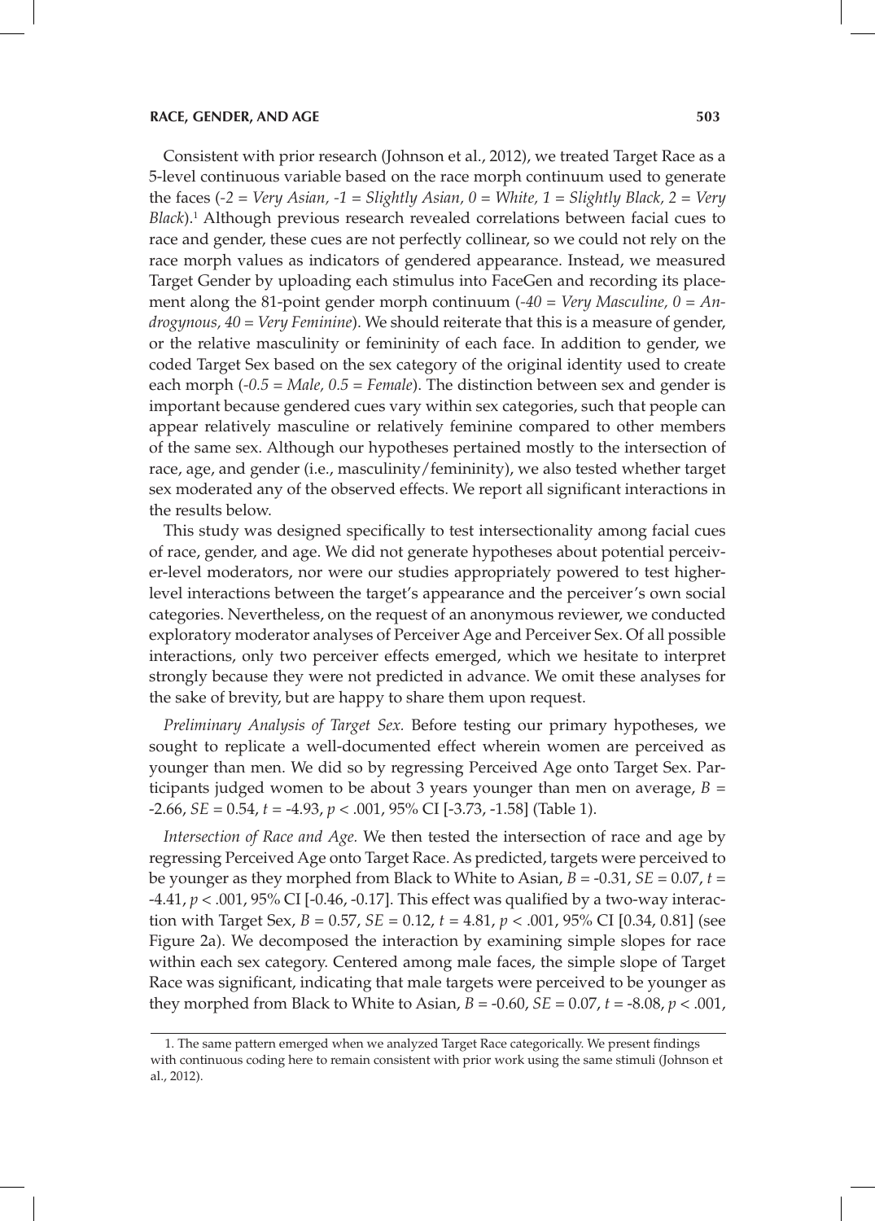Consistent with prior research (Johnson et al., 2012), we treated Target Race as a 5-level continuous variable based on the race morph continuum used to generate the faces (*-2 = Very Asian, -1 = Slightly Asian, 0 = White, 1 = Slightly Black, 2 = Very Black*).[1] Although previous research revealed correlations between facial cues to race and gender, these cues are not perfectly collinear, so we could not rely on the race morph values as indicators of gendered appearance. Instead, we measured Target Gender by uploading each stimulus into FaceGen and recording its placement along the 81-point gender morph continuum (*-40 = Very Masculine, 0 = Androgynous, 40 = Very Feminine*). We should reiterate that this is a measure of gender, or the relative masculinity or femininity of each face. In addition to gender, we coded Target Sex based on the sex category of the original identity used to create each morph (*-0.5 = Male, 0.5 = Female*). The distinction between sex and gender is important because gendered cues vary within sex categories, such that people can appear relatively masculine or relatively feminine compared to other members of the same sex. Although our hypotheses pertained mostly to the intersection of race, age, and gender (i.e., masculinity/femininity), we also tested whether target sex moderated any of the observed effects. We report all significant interactions in the results below.

This study was designed specifically to test intersectionality among facial cues of race, gender, and age. We did not generate hypotheses about potential perceiver-level moderators, nor were our studies appropriately powered to test higher-level interactions between the target's appearance and the perceiver's own social categories. Nevertheless, on the request of an anonymous reviewer, we conducted exploratory moderator analyses of Perceiver Age and Perceiver Sex. Of all possible interactions, only two perceiver effects emerged, which we hesitate to interpret strongly because they were not predicted in advance. We omit these analyses for the sake of brevity, but are happy to share them upon request.

*Preliminary Analysis of Target Sex.* Before testing our primary hypotheses, we sought to replicate a well-documented effect wherein women are perceived as younger than men. We did so by regressing Perceived Age onto Target Sex. Participants judged women to be about 3 years younger than men on average, $B = -2.66$, $SE = 0.54$, $t = -4.93$, $p < .001$, 95% CI [-3.73, -1.58] (Table 1).

*Intersection of Race and Age.* We then tested the intersection of race and age by regressing Perceived Age onto Target Race. As predicted, targets were perceived to be younger as they morphed from Black to White to Asian, $B = -0.31$, $SE = 0.07$, $t = -4.41$, $p < .001$, 95% CI [-0.46, -0.17]. This effect was qualified by a two-way interaction with Target Sex, $B = 0.57$, $SE = 0.12$, $t = 4.81$, $p < .001$, 95% CI [0.34, 0.81] (see Figure 2a). We decomposed the interaction by examining simple slopes for race within each sex category. Centered among male faces, the simple slope of Target Race was significant, indicating that male targets were perceived to be younger as they morphed from Black to White to Asian, $B = -0.60$, $SE = 0.07$, $t = -8.08$, $p < .001$,

1. The same pattern emerged when we analyzed Target Race categorically. We present findings with continuous coding here to remain consistent with prior work using the same stimuli (Johnson et al., 2012).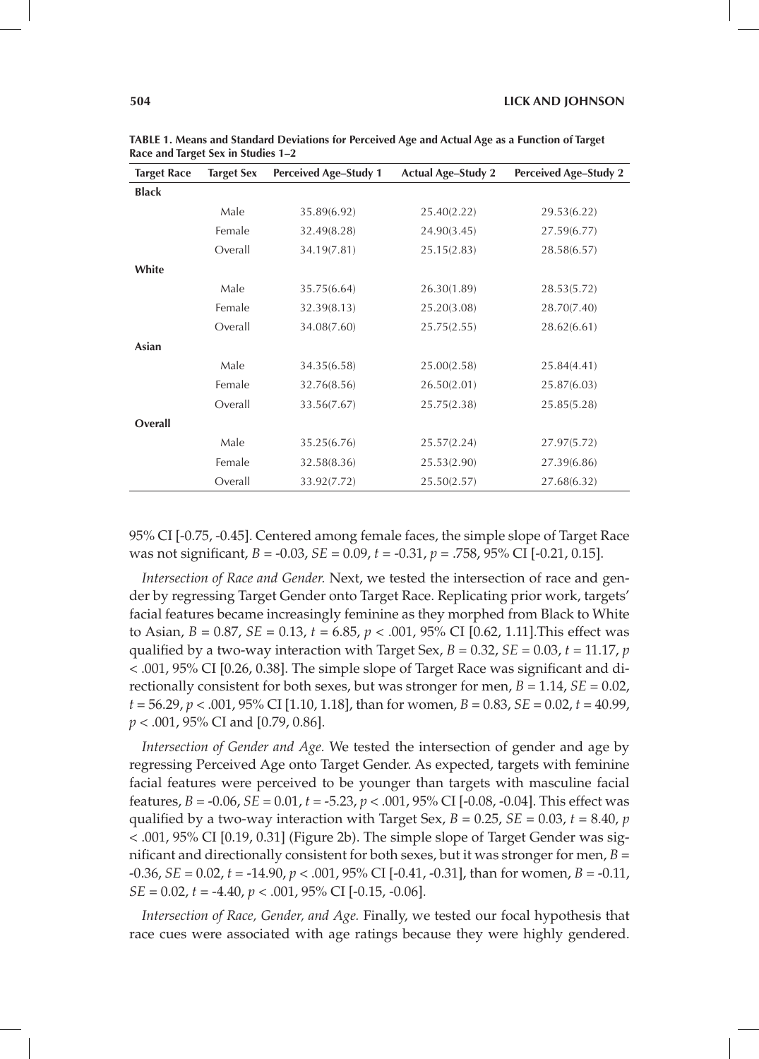**TABLE 1. Means and Standard Deviations for Perceived Age and Actual Age as a Function of Target Race and Target Sex in Studies 1–2**

| Target Race | Target Sex | Perceived Age–Study 1 | Actual Age–Study 2 | Perceived Age–Study 2 |
|---|---|---|---|---|
| **Black** | | | | |
| | Male | 35.89(6.92) | 25.40(2.22) | 29.53(6.22) |
| | Female | 32.49(8.28) | 24.90(3.45) | 27.59(6.77) |
| | Overall | 34.19(7.81) | 25.15(2.83) | 28.58(6.57) |
| **White** | | | | |
| | Male | 35.75(6.64) | 26.30(1.89) | 28.53(5.72) |
| | Female | 32.39(8.13) | 25.20(3.08) | 28.70(7.40) |
| | Overall | 34.08(7.60) | 25.75(2.55) | 28.62(6.61) |
| **Asian** | | | | |
| | Male | 34.35(6.58) | 25.00(2.58) | 25.84(4.41) |
| | Female | 32.76(8.56) | 26.50(2.01) | 25.87(6.03) |
| | Overall | 33.56(7.67) | 25.75(2.38) | 25.85(5.28) |
| **Overall** | | | | |
| | Male | 35.25(6.76) | 25.57(2.24) | 27.97(5.72) |
| | Female | 32.58(8.36) | 25.53(2.90) | 27.39(6.86) |
| | Overall | 33.92(7.72) | 25.50(2.57) | 27.68(6.32) |

95% CI [-0.75, -0.45]. Centered among female faces, the simple slope of Target Race was not significant, $B = -0.03$, $SE = 0.09$, $t = -0.31$, $p = .758$, 95% CI [-0.21, 0.15].

*Intersection of Race and Gender.* Next, we tested the intersection of race and gender by regressing Target Gender onto Target Race. Replicating prior work, targets' facial features became increasingly feminine as they morphed from Black to White to Asian, $B = 0.87$, $SE = 0.13$, $t = 6.85$, $p < .001$, 95% CI [0.62, 1.11].This effect was qualified by a two-way interaction with Target Sex, $B = 0.32$, $SE = 0.03$, $t = 11.17$, $p < .001$, 95% CI [0.26, 0.38]. The simple slope of Target Race was significant and directionally consistent for both sexes, but was stronger for men, $B = 1.14$, $SE = 0.02$, $t = 56.29$, $p < .001$, 95% CI [1.10, 1.18], than for women, $B = 0.83$, $SE = 0.02$, $t = 40.99$, $p < .001$, 95% CI and [0.79, 0.86].

*Intersection of Gender and Age.* We tested the intersection of gender and age by regressing Perceived Age onto Target Gender. As expected, targets with feminine facial features were perceived to be younger than targets with masculine facial features, $B = -0.06$, $SE = 0.01$, $t = -5.23$, $p < .001$, 95% CI [-0.08, -0.04]. This effect was qualified by a two-way interaction with Target Sex, $B = 0.25$, $SE = 0.03$, $t = 8.40$, $p < .001$, 95% CI [0.19, 0.31] (Figure 2b). The simple slope of Target Gender was significant and directionally consistent for both sexes, but it was stronger for men, $B = -0.36$, $SE = 0.02$, $t = -14.90$, $p < .001$, 95% CI [-0.41, -0.31], than for women, $B = -0.11$, $SE = 0.02$, $t = -4.40$, $p < .001$, 95% CI [-0.15, -0.06].

*Intersection of Race, Gender, and Age.* Finally, we tested our focal hypothesis that race cues were associated with age ratings because they were highly gendered.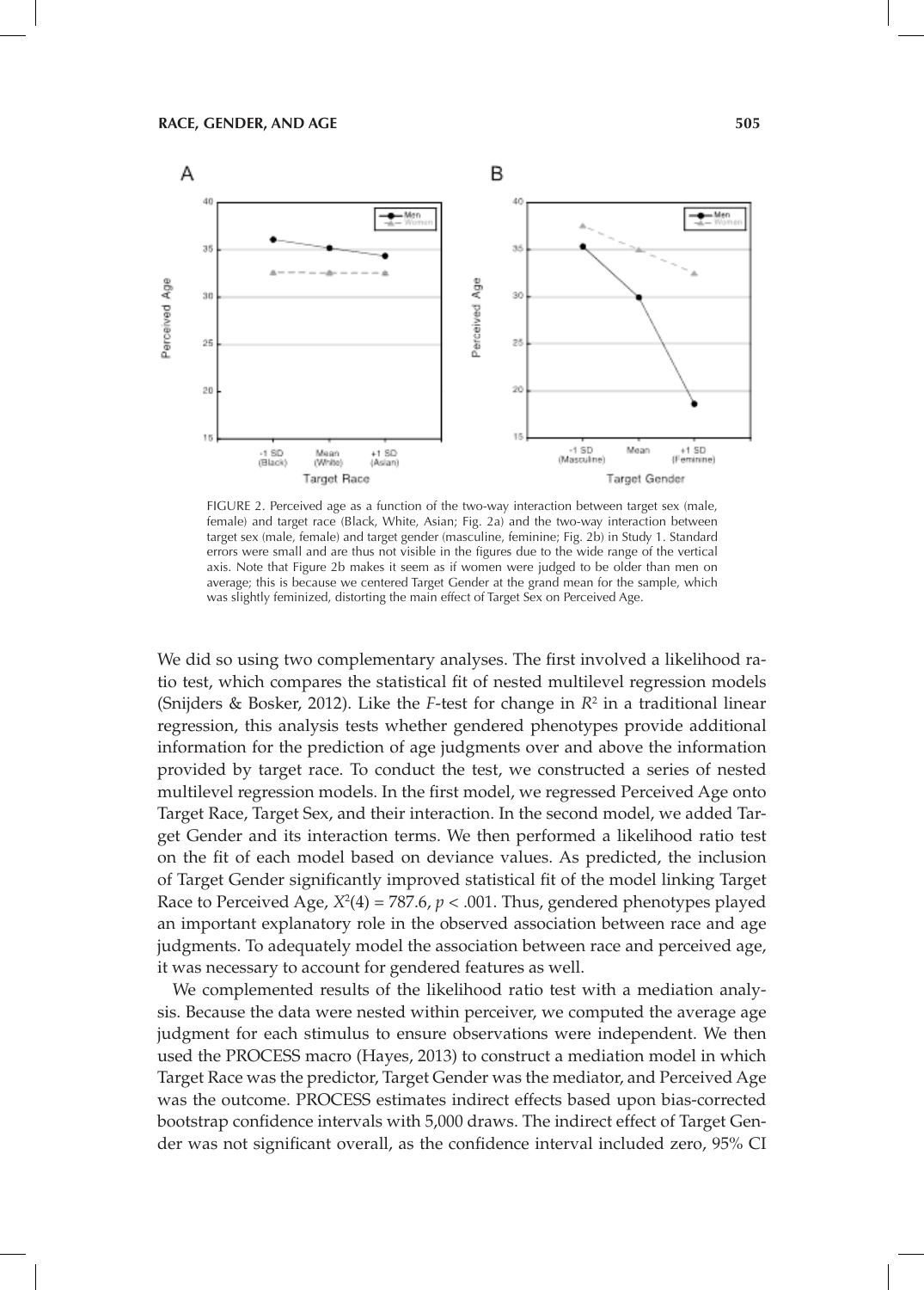FIGURE 2. Perceived age as a function of the two-way interaction between target sex (male, female) and target race (Black, White, Asian; Fig. 2a) and the two-way interaction between target sex (male, female) and target gender (masculine, feminine; Fig. 2b) in Study 1. Standard errors were small and are thus not visible in the figures due to the wide range of the vertical axis. Note that Figure 2b makes it seem as if women were judged to be older than men on average; this is because we centered Target Gender at the grand mean for the sample, which was slightly feminized, distorting the main effect of Target Sex on Perceived Age.

We did so using two complementary analyses. The first involved a likelihood ratio test, which compares the statistical fit of nested multilevel regression models (Snijders & Bosker, 2012). Like the *F*-test for change in $R^2$ in a traditional linear regression, this analysis tests whether gendered phenotypes provide additional information for the prediction of age judgments over and above the information provided by target race. To conduct the test, we constructed a series of nested multilevel regression models. In the first model, we regressed Perceived Age onto Target Race, Target Sex, and their interaction. In the second model, we added Target Gender and its interaction terms. We then performed a likelihood ratio test on the fit of each model based on deviance values. As predicted, the inclusion of Target Gender significantly improved statistical fit of the model linking Target Race to Perceived Age, $X^2(4) = 787.6$, $p < .001$. Thus, gendered phenotypes played an important explanatory role in the observed association between race and age judgments. To adequately model the association between race and perceived age, it was necessary to account for gendered features as well.

We complemented results of the likelihood ratio test with a mediation analysis. Because the data were nested within perceiver, we computed the average age judgment for each stimulus to ensure observations were independent. We then used the PROCESS macro (Hayes, 2013) to construct a mediation model in which Target Race was the predictor, Target Gender was the mediator, and Perceived Age was the outcome. PROCESS estimates indirect effects based upon bias-corrected bootstrap confidence intervals with 5,000 draws. The indirect effect of Target Gender was not significant overall, as the confidence interval included zero, 95% CI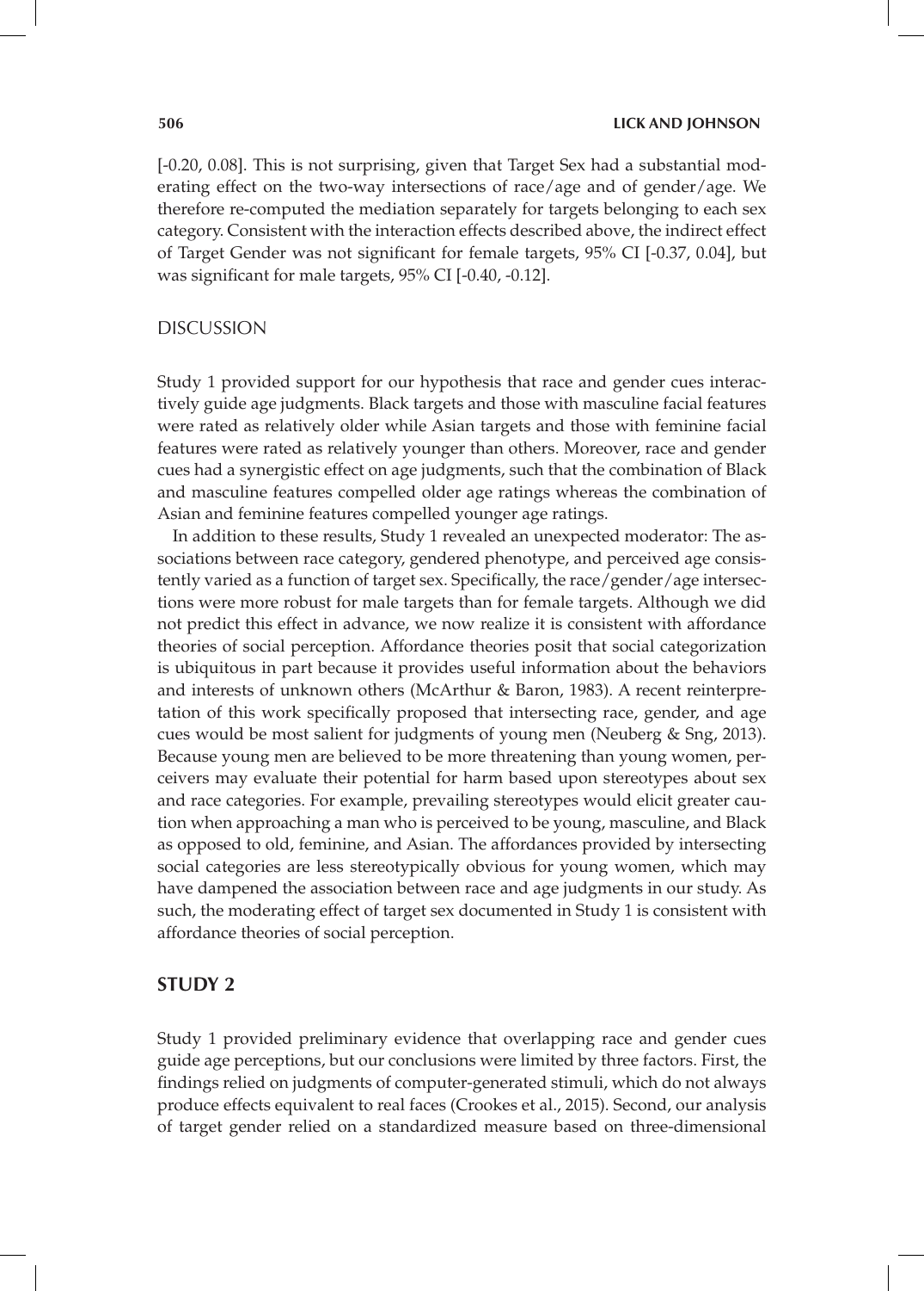[-0.20, 0.08]. This is not surprising, given that Target Sex had a substantial moderating effect on the two-way intersections of race/age and of gender/age. We therefore re-computed the mediation separately for targets belonging to each sex category. Consistent with the interaction effects described above, the indirect effect of Target Gender was not significant for female targets, 95% CI [-0.37, 0.04], but was significant for male targets, 95% CI [-0.40, -0.12].

### DISCUSSION

Study 1 provided support for our hypothesis that race and gender cues interactively guide age judgments. Black targets and those with masculine facial features were rated as relatively older while Asian targets and those with feminine facial features were rated as relatively younger than others. Moreover, race and gender cues had a synergistic effect on age judgments, such that the combination of Black and masculine features compelled older age ratings whereas the combination of Asian and feminine features compelled younger age ratings.

In addition to these results, Study 1 revealed an unexpected moderator: The associations between race category, gendered phenotype, and perceived age consistently varied as a function of target sex. Specifically, the race/gender/age intersections were more robust for male targets than for female targets. Although we did not predict this effect in advance, we now realize it is consistent with affordance theories of social perception. Affordance theories posit that social categorization is ubiquitous in part because it provides useful information about the behaviors and interests of unknown others (McArthur & Baron, 1983). A recent reinterpretation of this work specifically proposed that intersecting race, gender, and age cues would be most salient for judgments of young men (Neuberg & Sng, 2013). Because young men are believed to be more threatening than young women, perceivers may evaluate their potential for harm based upon stereotypes about sex and race categories. For example, prevailing stereotypes would elicit greater caution when approaching a man who is perceived to be young, masculine, and Black as opposed to old, feminine, and Asian. The affordances provided by intersecting social categories are less stereotypically obvious for young women, which may have dampened the association between race and age judgments in our study. As such, the moderating effect of target sex documented in Study 1 is consistent with affordance theories of social perception.

## STUDY 2

Study 1 provided preliminary evidence that overlapping race and gender cues guide age perceptions, but our conclusions were limited by three factors. First, the findings relied on judgments of computer-generated stimuli, which do not always produce effects equivalent to real faces (Crookes et al., 2015). Second, our analysis of target gender relied on a standardized measure based on three-dimensional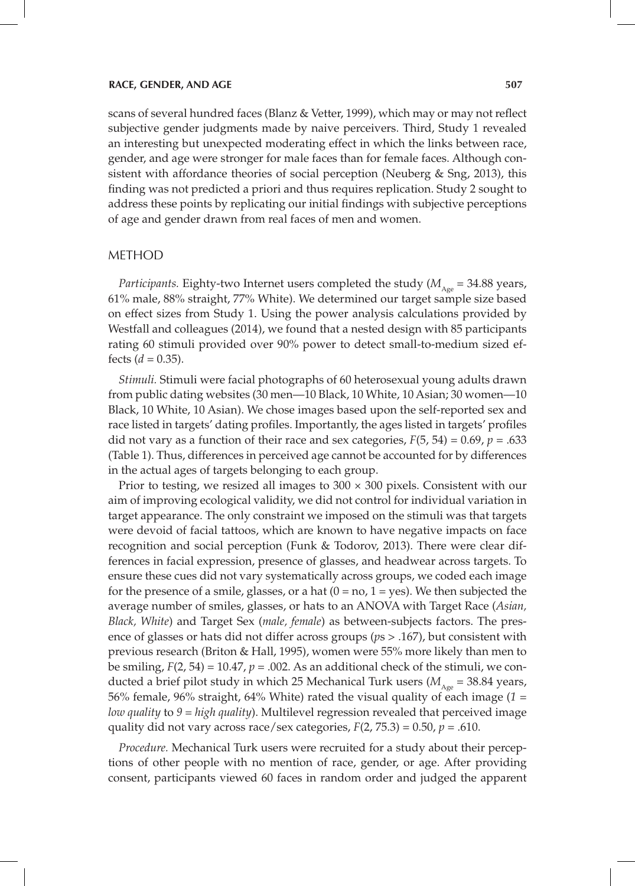scans of several hundred faces (Blanz & Vetter, 1999), which may or may not reflect subjective gender judgments made by naive perceivers. Third, Study 1 revealed an interesting but unexpected moderating effect in which the links between race, gender, and age were stronger for male faces than for female faces. Although consistent with affordance theories of social perception (Neuberg & Sng, 2013), this finding was not predicted a priori and thus requires replication. Study 2 sought to address these points by replicating our initial findings with subjective perceptions of age and gender drawn from real faces of men and women.

## METHOD

*Participants.* Eighty-two Internet users completed the study ($M_{Age}$ = 34.88 years, 61% male, 88% straight, 77% White). We determined our target sample size based on effect sizes from Study 1. Using the power analysis calculations provided by Westfall and colleagues (2014), we found that a nested design with 85 participants rating 60 stimuli provided over 90% power to detect small-to-medium sized effects ($d$ = 0.35).

*Stimuli.* Stimuli were facial photographs of 60 heterosexual young adults drawn from public dating websites (30 men—10 Black, 10 White, 10 Asian; 30 women—10 Black, 10 White, 10 Asian). We chose images based upon the self-reported sex and race listed in targets' dating profiles. Importantly, the ages listed in targets' profiles did not vary as a function of their race and sex categories, $F(5, 54) = 0.69$, $p = .633$ (Table 1). Thus, differences in perceived age cannot be accounted for by differences in the actual ages of targets belonging to each group.

Prior to testing, we resized all images to 300 × 300 pixels. Consistent with our aim of improving ecological validity, we did not control for individual variation in target appearance. The only constraint we imposed on the stimuli was that targets were devoid of facial tattoos, which are known to have negative impacts on face recognition and social perception (Funk & Todorov, 2013). There were clear differences in facial expression, presence of glasses, and headwear across targets. To ensure these cues did not vary systematically across groups, we coded each image for the presence of a smile, glasses, or a hat (0 = no, 1 = yes). We then subjected the average number of smiles, glasses, or hats to an ANOVA with Target Race (*Asian, Black, White*) and Target Sex (*male, female*) as between-subjects factors. The presence of glasses or hats did not differ across groups ($p$s > .167), but consistent with previous research (Briton & Hall, 1995), women were 55% more likely than men to be smiling, $F(2, 54) = 10.47$, $p = .002$. As an additional check of the stimuli, we conducted a brief pilot study in which 25 Mechanical Turk users ($M_{Age}$ = 38.84 years, 56% female, 96% straight, 64% White) rated the visual quality of each image (*1 = low quality* to *9 = high quality*). Multilevel regression revealed that perceived image quality did not vary across race/sex categories, $F(2, 75.3) = 0.50$, $p = .610$.

*Procedure.* Mechanical Turk users were recruited for a study about their perceptions of other people with no mention of race, gender, or age. After providing consent, participants viewed 60 faces in random order and judged the apparent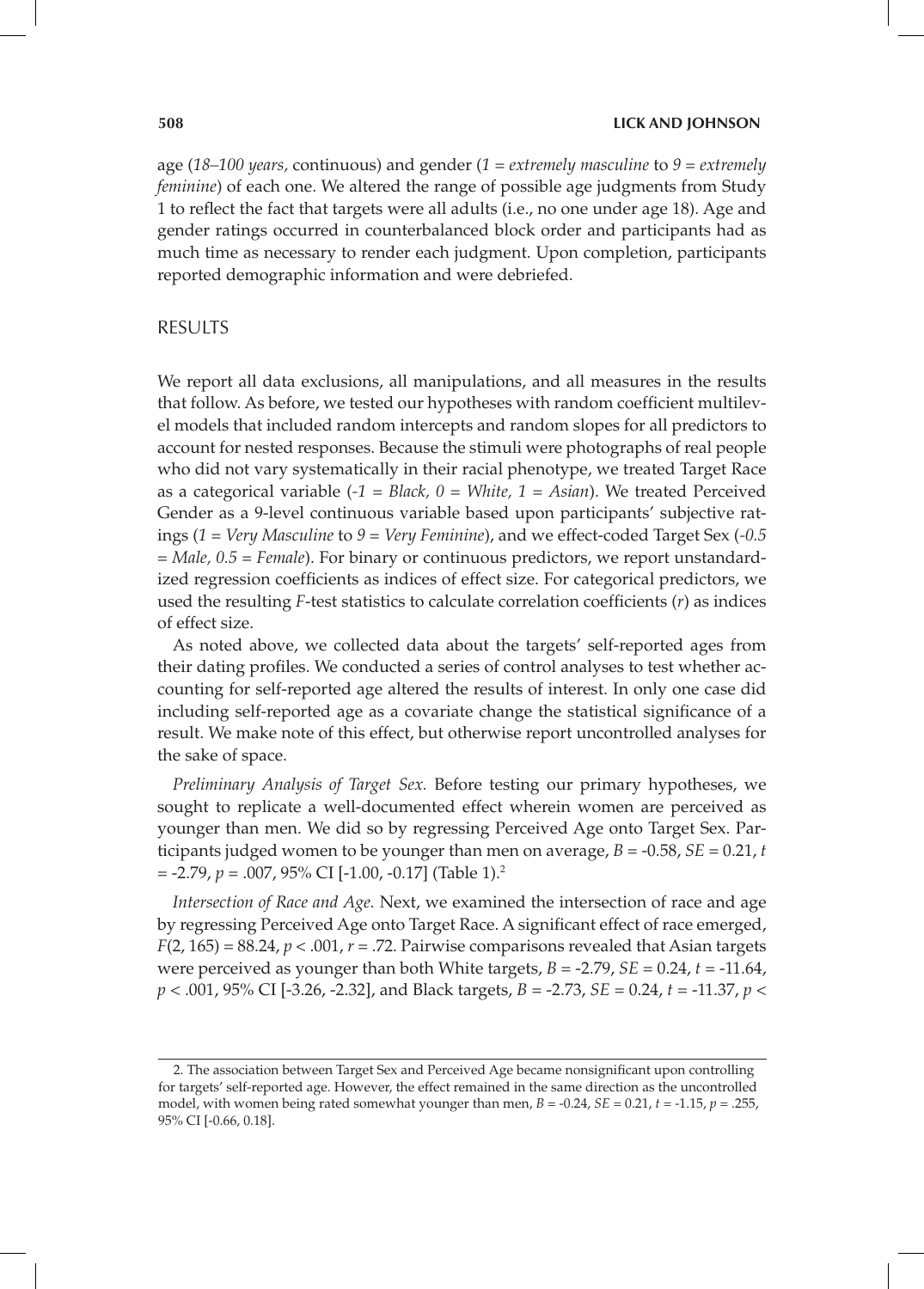age (*18–100 years*, continuous) and gender (*1 = extremely masculine* to *9 = extremely feminine*) of each one. We altered the range of possible age judgments from Study 1 to reflect the fact that targets were all adults (i.e., no one under age 18). Age and gender ratings occurred in counterbalanced block order and participants had as much time as necessary to render each judgment. Upon completion, participants reported demographic information and were debriefed.

## RESULTS

We report all data exclusions, all manipulations, and all measures in the results that follow. As before, we tested our hypotheses with random coefficient multilevel models that included random intercepts and random slopes for all predictors to account for nested responses. Because the stimuli were photographs of real people who did not vary systematically in their racial phenotype, we treated Target Race as a categorical variable (*-1 = Black, 0 = White, 1 = Asian*). We treated Perceived Gender as a 9-level continuous variable based upon participants' subjective ratings (*1 = Very Masculine* to *9 = Very Feminine*), and we effect-coded Target Sex (*-0.5 = Male, 0.5 = Female*). For binary or continuous predictors, we report unstandardized regression coefficients as indices of effect size. For categorical predictors, we used the resulting *F*-test statistics to calculate correlation coefficients (*r*) as indices of effect size.

As noted above, we collected data about the targets' self-reported ages from their dating profiles. We conducted a series of control analyses to test whether accounting for self-reported age altered the results of interest. In only one case did including self-reported age as a covariate change the statistical significance of a result. We make note of this effect, but otherwise report uncontrolled analyses for the sake of space.

*Preliminary Analysis of Target Sex.* Before testing our primary hypotheses, we sought to replicate a well-documented effect wherein women are perceived as younger than men. We did so by regressing Perceived Age onto Target Sex. Participants judged women to be younger than men on average, $B = -0.58$, $SE = 0.21$, $t = -2.79$, $p = .007$, 95% CI [-1.00, -0.17] (Table 1).[2]

*Intersection of Race and Age.* Next, we examined the intersection of race and age by regressing Perceived Age onto Target Race. A significant effect of race emerged, $F(2, 165) = 88.24$, $p < .001$, $r = .72$. Pairwise comparisons revealed that Asian targets were perceived as younger than both White targets, $B = -2.79$, $SE = 0.24$, $t = -11.64$, $p < .001$, 95% CI [-3.26, -2.32], and Black targets, $B = -2.73$, $SE = 0.24$, $t = -11.37$, $p <$

2. The association between Target Sex and Perceived Age became nonsignificant upon controlling for targets' self-reported age. However, the effect remained in the same direction as the uncontrolled model, with women being rated somewhat younger than men, $B = -0.24$, $SE = 0.21$, $t = -1.15$, $p = .255$, 95% CI [-0.66, 0.18].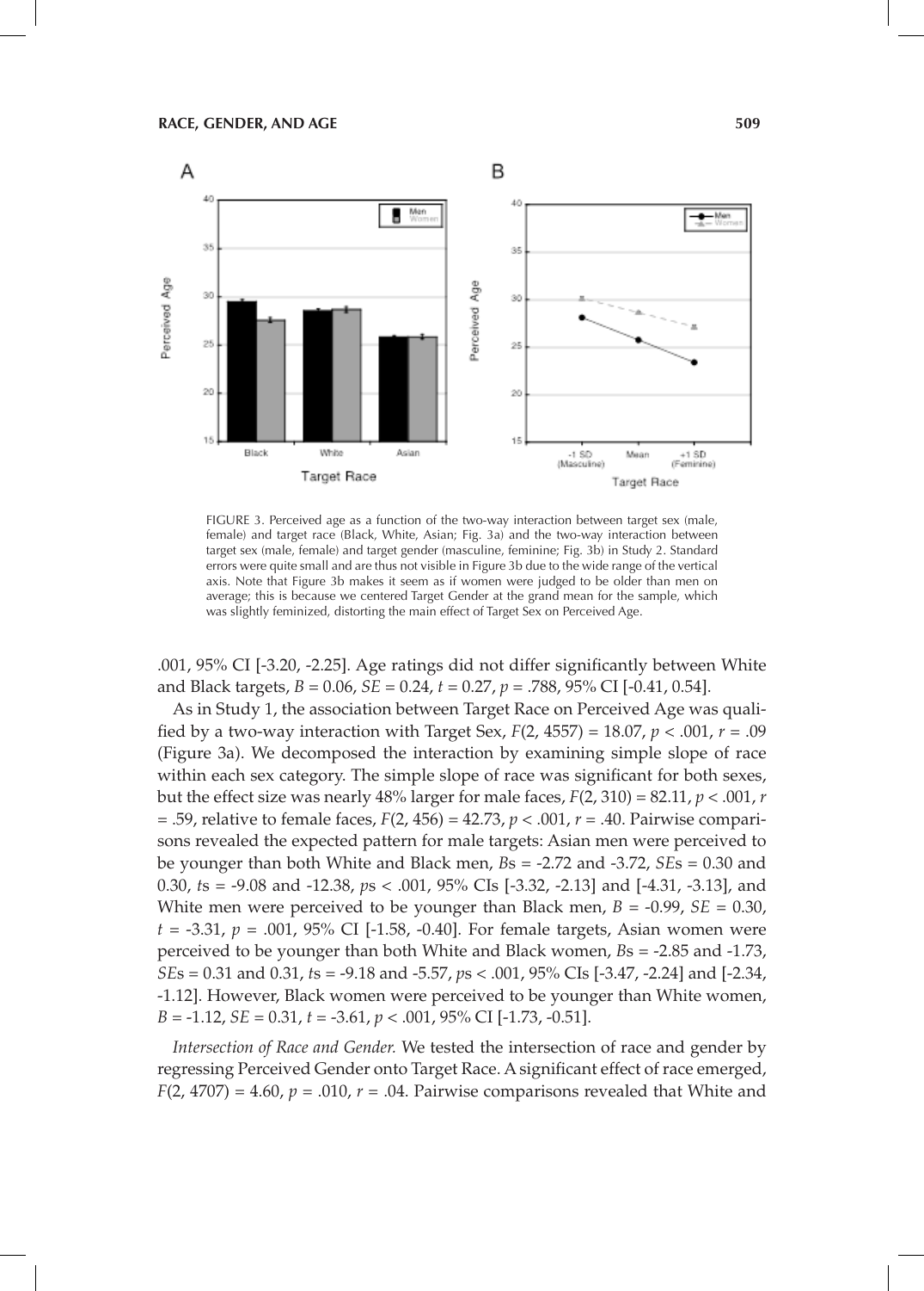FIGURE 3. Perceived age as a function of the two-way interaction between target sex (male, female) and target race (Black, White, Asian; Fig. 3a) and the two-way interaction between target sex (male, female) and target gender (masculine, feminine; Fig. 3b) in Study 2. Standard errors were quite small and are thus not visible in Figure 3b due to the wide range of the vertical axis. Note that Figure 3b makes it seem as if women were judged to be older than men on average; this is because we centered Target Gender at the grand mean for the sample, which was slightly feminized, distorting the main effect of Target Sex on Perceived Age.

.001, 95% CI [-3.20, -2.25]. Age ratings did not differ significantly between White and Black targets, $B = 0.06$, $SE = 0.24$, $t = 0.27$, $p = .788$, 95% CI [-0.41, 0.54].

As in Study 1, the association between Target Race on Perceived Age was qualified by a two-way interaction with Target Sex, $F(2, 4557) = 18.07$, $p < .001$, $r = .09$ (Figure 3a). We decomposed the interaction by examining simple slope of race within each sex category. The simple slope of race was significant for both sexes, but the effect size was nearly 48% larger for male faces, $F(2, 310) = 82.11$, $p < .001$, $r = .59$, relative to female faces, $F(2, 456) = 42.73$, $p < .001$, $r = .40$. Pairwise comparisons revealed the expected pattern for male targets: Asian men were perceived to be younger than both White and Black men, *B*s = -2.72 and -3.72, *SE*s = 0.30 and 0.30, *t*s = -9.08 and -12.38, *p*s < .001, 95% CIs [-3.32, -2.13] and [-4.31, -3.13], and White men were perceived to be younger than Black men, $B = -0.99$, $SE = 0.30$, $t = -3.31$, $p = .001$, 95% CI [-1.58, -0.40]. For female targets, Asian women were perceived to be younger than both White and Black women, *B*s = -2.85 and -1.73, *SE*s = 0.31 and 0.31, *t*s = -9.18 and -5.57, *p*s < .001, 95% CIs [-3.47, -2.24] and [-2.34, -1.12]. However, Black women were perceived to be younger than White women, $B = -1.12$, $SE = 0.31$, $t = -3.61$, $p < .001$, 95% CI [-1.73, -0.51].

*Intersection of Race and Gender.* We tested the intersection of race and gender by regressing Perceived Gender onto Target Race. A significant effect of race emerged, $F(2, 4707) = 4.60$, $p = .010$, $r = .04$. Pairwise comparisons revealed that White and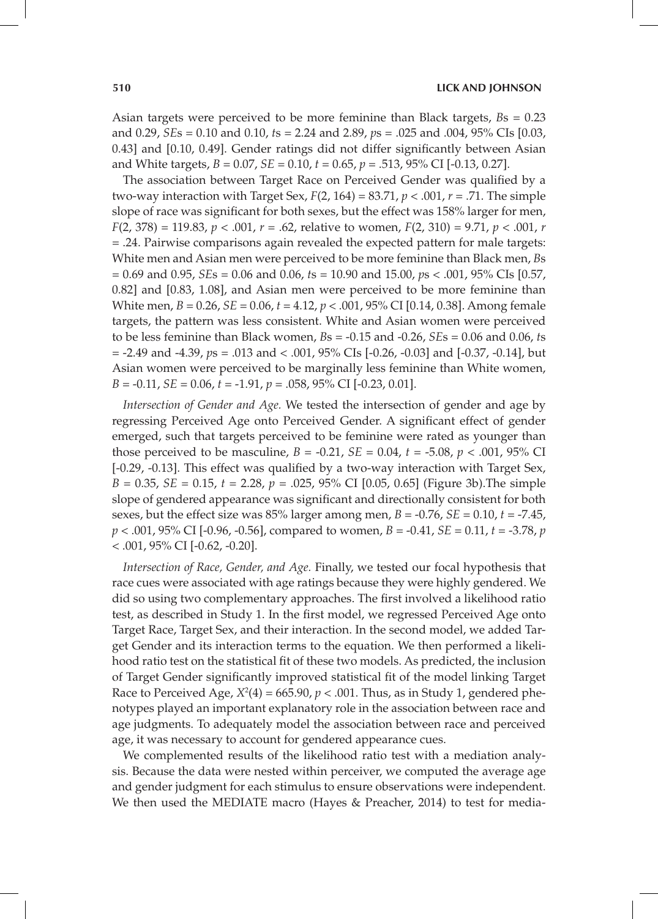Asian targets were perceived to be more feminine than Black targets, *B*s = 0.23 and 0.29, *SE*s = 0.10 and 0.10, *t*s = 2.24 and 2.89, *p*s = .025 and .004, 95% CIs [0.03, 0.43] and [0.10, 0.49]. Gender ratings did not differ significantly between Asian and White targets, $B = 0.07$, $SE = 0.10$, $t = 0.65$, $p = .513$, 95% CI [-0.13, 0.27].

The association between Target Race on Perceived Gender was qualified by a two-way interaction with Target Sex, $F(2, 164) = 83.71$, $p < .001$, $r = .71$. The simple slope of race was significant for both sexes, but the effect was 158% larger for men, $F(2, 378) = 119.83$, $p < .001$, $r = .62$, relative to women, $F(2, 310) = 9.71$, $p < .001$, $r = .24$. Pairwise comparisons again revealed the expected pattern for male targets: White men and Asian men were perceived to be more feminine than Black men, *B*s = 0.69 and 0.95, *SE*s = 0.06 and 0.06, *t*s = 10.90 and 15.00, *p*s < .001, 95% CIs [0.57, 0.82] and [0.83, 1.08], and Asian men were perceived to be more feminine than White men, $B = 0.26$, $SE = 0.06$, $t = 4.12$, $p < .001$, 95% CI [0.14, 0.38]. Among female targets, the pattern was less consistent. White and Asian women were perceived to be less feminine than Black women, *B*s = -0.15 and -0.26, *SE*s = 0.06 and 0.06, *t*s = -2.49 and -4.39, *p*s = .013 and < .001, 95% CIs [-0.26, -0.03] and [-0.37, -0.14], but Asian women were perceived to be marginally less feminine than White women, $B = -0.11$, $SE = 0.06$, $t = -1.91$, $p = .058$, 95% CI [-0.23, 0.01].

*Intersection of Gender and Age.* We tested the intersection of gender and age by regressing Perceived Age onto Perceived Gender. A significant effect of gender emerged, such that targets perceived to be feminine were rated as younger than those perceived to be masculine, $B = -0.21$, $SE = 0.04$, $t = -5.08$, $p < .001$, 95% CI [-0.29, -0.13]. This effect was qualified by a two-way interaction with Target Sex, $B = 0.35$, $SE = 0.15$, $t = 2.28$, $p = .025$, 95% CI [0.05, 0.65] (Figure 3b).The simple slope of gendered appearance was significant and directionally consistent for both sexes, but the effect size was 85% larger among men, $B = -0.76$, $SE = 0.10$, $t = -7.45$, $p < .001$, 95% CI [-0.96, -0.56], compared to women, $B = -0.41$, $SE = 0.11$, $t = -3.78$, $p < .001$, 95% CI [-0.62, -0.20].

*Intersection of Race, Gender, and Age.* Finally, we tested our focal hypothesis that race cues were associated with age ratings because they were highly gendered. We did so using two complementary approaches. The first involved a likelihood ratio test, as described in Study 1. In the first model, we regressed Perceived Age onto Target Race, Target Sex, and their interaction. In the second model, we added Target Gender and its interaction terms to the equation. We then performed a likelihood ratio test on the statistical fit of these two models. As predicted, the inclusion of Target Gender significantly improved statistical fit of the model linking Target Race to Perceived Age, $X^2(4) = 665.90$, $p < .001$. Thus, as in Study 1, gendered phenotypes played an important explanatory role in the association between race and age judgments. To adequately model the association between race and perceived age, it was necessary to account for gendered appearance cues.

We complemented results of the likelihood ratio test with a mediation analysis. Because the data were nested within perceiver, we computed the average age and gender judgment for each stimulus to ensure observations were independent. We then used the MEDIATE macro (Hayes & Preacher, 2014) to test for media-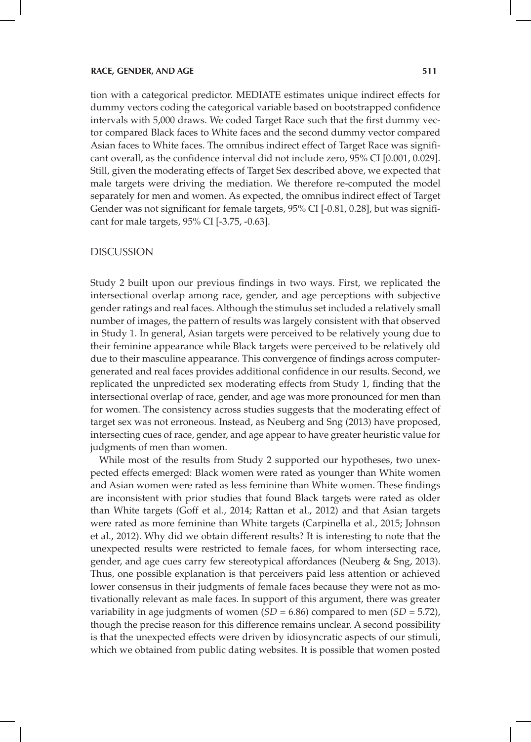tion with a categorical predictor. MEDIATE estimates unique indirect effects for dummy vectors coding the categorical variable based on bootstrapped confidence intervals with 5,000 draws. We coded Target Race such that the first dummy vector compared Black faces to White faces and the second dummy vector compared Asian faces to White faces. The omnibus indirect effect of Target Race was significant overall, as the confidence interval did not include zero, 95% CI [0.001, 0.029]. Still, given the moderating effects of Target Sex described above, we expected that male targets were driving the mediation. We therefore re-computed the model separately for men and women. As expected, the omnibus indirect effect of Target Gender was not significant for female targets, 95% CI [-0.81, 0.28], but was significant for male targets, 95% CI [-3.75, -0.63].

## DISCUSSION

Study 2 built upon our previous findings in two ways. First, we replicated the intersectional overlap among race, gender, and age perceptions with subjective gender ratings and real faces. Although the stimulus set included a relatively small number of images, the pattern of results was largely consistent with that observed in Study 1. In general, Asian targets were perceived to be relatively young due to their feminine appearance while Black targets were perceived to be relatively old due to their masculine appearance. This convergence of findings across computer-generated and real faces provides additional confidence in our results. Second, we replicated the unpredicted sex moderating effects from Study 1, finding that the intersectional overlap of race, gender, and age was more pronounced for men than for women. The consistency across studies suggests that the moderating effect of target sex was not erroneous. Instead, as Neuberg and Sng (2013) have proposed, intersecting cues of race, gender, and age appear to have greater heuristic value for judgments of men than women.

While most of the results from Study 2 supported our hypotheses, two unexpected effects emerged: Black women were rated as younger than White women and Asian women were rated as less feminine than White women. These findings are inconsistent with prior studies that found Black targets were rated as older than White targets (Goff et al., 2014; Rattan et al., 2012) and that Asian targets were rated as more feminine than White targets (Carpinella et al., 2015; Johnson et al., 2012). Why did we obtain different results? It is interesting to note that the unexpected results were restricted to female faces, for whom intersecting race, gender, and age cues carry few stereotypical affordances (Neuberg & Sng, 2013). Thus, one possible explanation is that perceivers paid less attention or achieved lower consensus in their judgments of female faces because they were not as motivationally relevant as male faces. In support of this argument, there was greater variability in age judgments of women ($SD = 6.86$) compared to men ($SD = 5.72$), though the precise reason for this difference remains unclear. A second possibility is that the unexpected effects were driven by idiosyncratic aspects of our stimuli, which we obtained from public dating websites. It is possible that women posted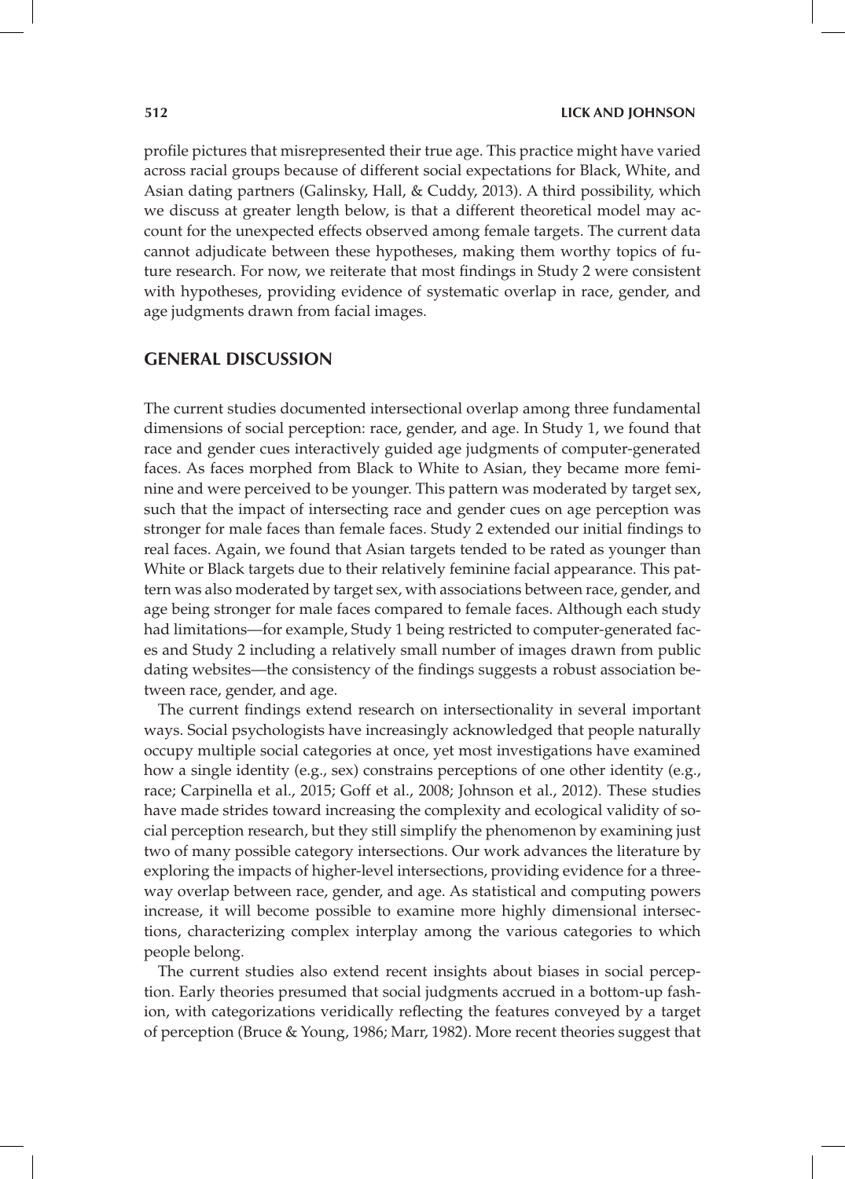profile pictures that misrepresented their true age. This practice might have varied across racial groups because of different social expectations for Black, White, and Asian dating partners (Galinsky, Hall, & Cuddy, 2013). A third possibility, which we discuss at greater length below, is that a different theoretical model may account for the unexpected effects observed among female targets. The current data cannot adjudicate between these hypotheses, making them worthy topics of future research. For now, we reiterate that most findings in Study 2 were consistent with hypotheses, providing evidence of systematic overlap in race, gender, and age judgments drawn from facial images.

## GENERAL DISCUSSION

The current studies documented intersectional overlap among three fundamental dimensions of social perception: race, gender, and age. In Study 1, we found that race and gender cues interactively guided age judgments of computer-generated faces. As faces morphed from Black to White to Asian, they became more feminine and were perceived to be younger. This pattern was moderated by target sex, such that the impact of intersecting race and gender cues on age perception was stronger for male faces than female faces. Study 2 extended our initial findings to real faces. Again, we found that Asian targets tended to be rated as younger than White or Black targets due to their relatively feminine facial appearance. This pattern was also moderated by target sex, with associations between race, gender, and age being stronger for male faces compared to female faces. Although each study had limitations—for example, Study 1 being restricted to computer-generated faces and Study 2 including a relatively small number of images drawn from public dating websites—the consistency of the findings suggests a robust association between race, gender, and age.

The current findings extend research on intersectionality in several important ways. Social psychologists have increasingly acknowledged that people naturally occupy multiple social categories at once, yet most investigations have examined how a single identity (e.g., sex) constrains perceptions of one other identity (e.g., race; Carpinella et al., 2015; Goff et al., 2008; Johnson et al., 2012). These studies have made strides toward increasing the complexity and ecological validity of social perception research, but they still simplify the phenomenon by examining just two of many possible category intersections. Our work advances the literature by exploring the impacts of higher-level intersections, providing evidence for a three-way overlap between race, gender, and age. As statistical and computing powers increase, it will become possible to examine more highly dimensional intersections, characterizing complex interplay among the various categories to which people belong.

The current studies also extend recent insights about biases in social perception. Early theories presumed that social judgments accrued in a bottom-up fashion, with categorizations veridically reflecting the features conveyed by a target of perception (Bruce & Young, 1986; Marr, 1982). More recent theories suggest that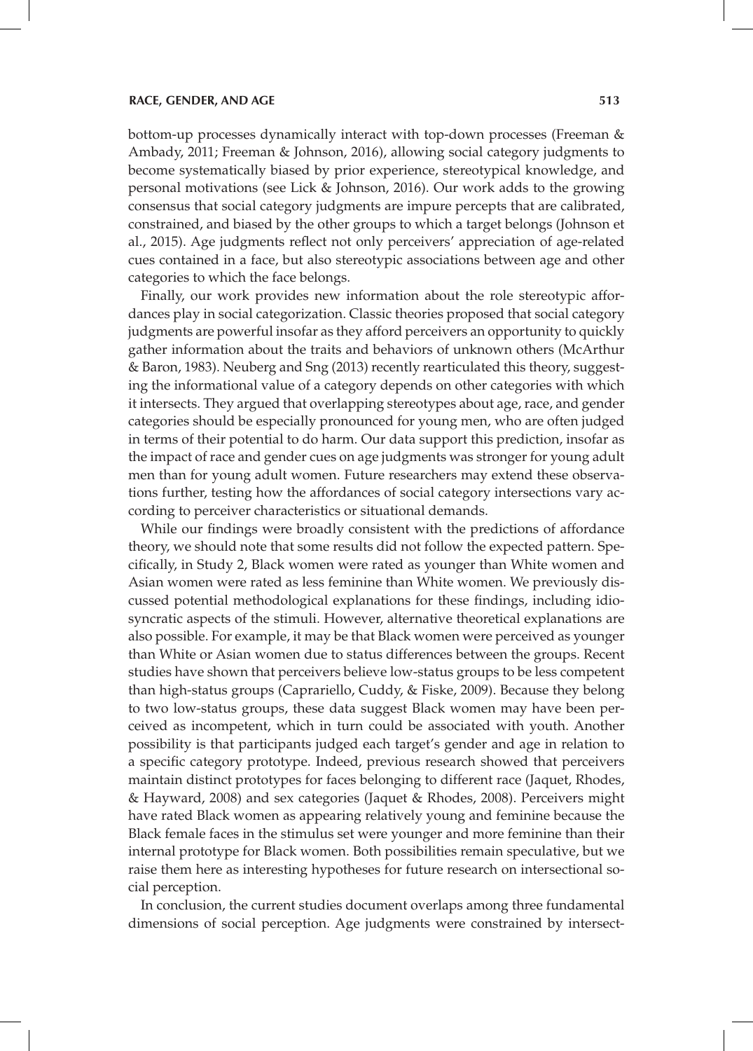bottom-up processes dynamically interact with top-down processes (Freeman & Ambady, 2011; Freeman & Johnson, 2016), allowing social category judgments to become systematically biased by prior experience, stereotypical knowledge, and personal motivations (see Lick & Johnson, 2016). Our work adds to the growing consensus that social category judgments are impure percepts that are calibrated, constrained, and biased by the other groups to which a target belongs (Johnson et al., 2015). Age judgments reflect not only perceivers' appreciation of age-related cues contained in a face, but also stereotypic associations between age and other categories to which the face belongs.

Finally, our work provides new information about the role stereotypic affordances play in social categorization. Classic theories proposed that social category judgments are powerful insofar as they afford perceivers an opportunity to quickly gather information about the traits and behaviors of unknown others (McArthur & Baron, 1983). Neuberg and Sng (2013) recently rearticulated this theory, suggesting the informational value of a category depends on other categories with which it intersects. They argued that overlapping stereotypes about age, race, and gender categories should be especially pronounced for young men, who are often judged in terms of their potential to do harm. Our data support this prediction, insofar as the impact of race and gender cues on age judgments was stronger for young adult men than for young adult women. Future researchers may extend these observations further, testing how the affordances of social category intersections vary according to perceiver characteristics or situational demands.

While our findings were broadly consistent with the predictions of affordance theory, we should note that some results did not follow the expected pattern. Specifically, in Study 2, Black women were rated as younger than White women and Asian women were rated as less feminine than White women. We previously discussed potential methodological explanations for these findings, including idiosyncratic aspects of the stimuli. However, alternative theoretical explanations are also possible. For example, it may be that Black women were perceived as younger than White or Asian women due to status differences between the groups. Recent studies have shown that perceivers believe low-status groups to be less competent than high-status groups (Caprariello, Cuddy, & Fiske, 2009). Because they belong to two low-status groups, these data suggest Black women may have been perceived as incompetent, which in turn could be associated with youth. Another possibility is that participants judged each target's gender and age in relation to a specific category prototype. Indeed, previous research showed that perceivers maintain distinct prototypes for faces belonging to different race (Jaquet, Rhodes, & Hayward, 2008) and sex categories (Jaquet & Rhodes, 2008). Perceivers might have rated Black women as appearing relatively young and feminine because the Black female faces in the stimulus set were younger and more feminine than their internal prototype for Black women. Both possibilities remain speculative, but we raise them here as interesting hypotheses for future research on intersectional social perception.

In conclusion, the current studies document overlaps among three fundamental dimensions of social perception. Age judgments were constrained by intersect-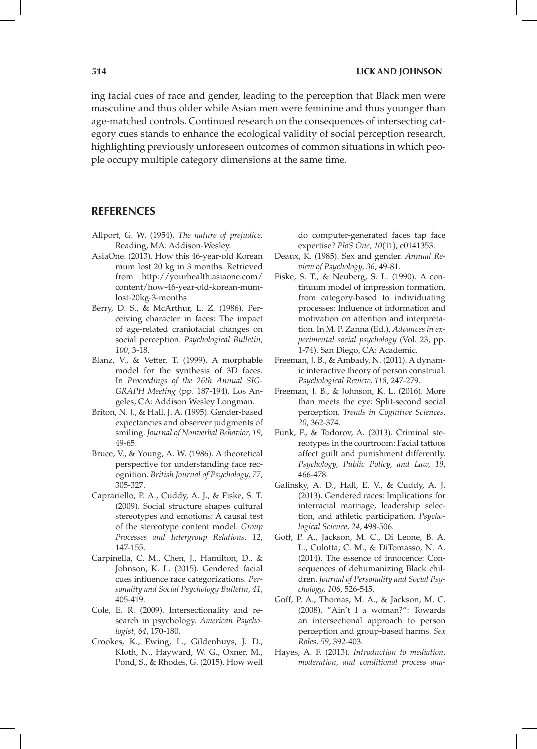ing facial cues of race and gender, leading to the perception that Black men were masculine and thus older while Asian men were feminine and thus younger than age-matched controls. Continued research on the consequences of intersecting category cues stands to enhance the ecological validity of social perception research, highlighting previously unforeseen outcomes of common situations in which people occupy multiple category dimensions at the same time.

## REFERENCES

Allport, G. W. (1954). *The nature of prejudice.* Reading, MA: Addison-Wesley.

AsiaOne. (2013). How this 46-year-old Korean mum lost 20 kg in 3 months. Retrieved from http://yourhealth.asiaone.com/content/how-46-year-old-korean-mum-lost-20kg-3-months

Berry, D. S., & McArthur, L. Z. (1986). Perceiving character in faces: The impact of age-related craniofacial changes on social perception. *Psychological Bulletin, 100*, 3-18.

Blanz, V., & Vetter, T. (1999). A morphable model for the synthesis of 3D faces. In *Proceedings of the 26th Annual SIGGRAPH Meeting* (pp. 187-194). Los Angeles, CA: Addison Wesley Longman.

Briton, N. J., & Hall, J. A. (1995). Gender-based expectancies and observer judgments of smiling. *Journal of Nonverbal Behavior, 19*, 49-65.

Bruce, V., & Young, A. W. (1986). A theoretical perspective for understanding face recognition. *British Journal of Psychology, 77*, 305-327.

Caprariello, P. A., Cuddy, A. J., & Fiske, S. T. (2009). Social structure shapes cultural stereotypes and emotions: A causal test of the stereotype content model. *Group Processes and Intergroup Relations, 12*, 147-155.

Carpinella, C. M., Chen, J., Hamilton, D., & Johnson, K. L. (2015). Gendered facial cues influence race categorizations. *Personality and Social Psychology Bulletin, 41*, 405-419.

Cole, E. R. (2009). Intersectionality and research in psychology. *American Psychologist, 64*, 170-180.

Crookes, K., Ewing, L., Gildenhuys, J. D., Kloth, N., Hayward, W. G., Oxner, M., Pond, S., & Rhodes, G. (2015). How well do computer-generated faces tap face expertise? *PloS One, 10*(11), e0141353.

Deaux, K. (1985). Sex and gender. *Annual Review of Psychology, 36*, 49-81.

Fiske, S. T., & Neuberg, S. L. (1990). A continuum model of impression formation, from category-based to individuating processes: Influence of information and motivation on attention and interpretation. In M. P. Zanna (Ed.), *Advances in experimental social psychology* (Vol. 23, pp. 1-74). San Diego, CA: Academic.

Freeman, J. B., & Ambady, N. (2011). A dynamic interactive theory of person construal. *Psychological Review, 118*, 247-279.

Freeman, J. B., & Johnson, K. L. (2016). More than meets the eye: Split-second social perception. *Trends in Cognitive Sciences, 20*, 362-374.

Funk, F., & Todorov, A. (2013). Criminal stereotypes in the courtroom: Facial tattoos affect guilt and punishment differently. *Psychology, Public Policy, and Law, 19*, 466-478.

Galinsky, A. D., Hall, E. V., & Cuddy, A. J. (2013). Gendered races: Implications for interracial marriage, leadership selection, and athletic participation. *Psychological Science, 24*, 498-506.

Goff, P. A., Jackson, M. C., Di Leone, B. A. L., Culotta, C. M., & DiTomasso, N. A. (2014). The essence of innocence: Consequences of dehumanizing Black children. *Journal of Personality and Social Psychology, 106*, 526-545.

Goff, P. A., Thomas, M. A., & Jackson, M. C. (2008). "Ain't I a woman?": Towards an intersectional approach to person perception and group-based harms. *Sex Roles, 59*, 392-403.

Hayes, A. F. (2013). *Introduction to mediation, moderation, and conditional process ana-*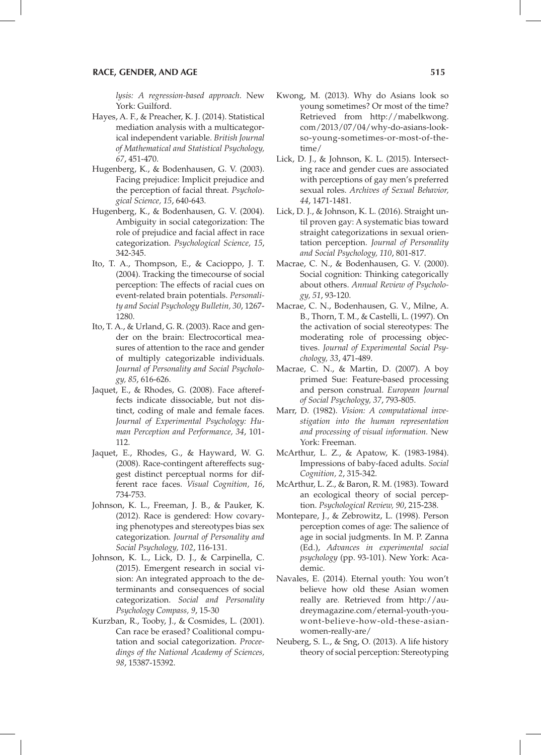*lysis: A regression-based approach*. New York: Guilford.

Hayes, A. F., & Preacher, K. J. (2014). Statistical mediation analysis with a multicategorical independent variable. *British Journal of Mathematical and Statistical Psychology, 67*, 451-470.

Hugenberg, K., & Bodenhausen, G. V. (2003). Facing prejudice: Implicit prejudice and the perception of facial threat. *Psychological Science, 15*, 640-643.

Hugenberg, K., & Bodenhausen, G. V. (2004). Ambiguity in social categorization: The role of prejudice and facial affect in race categorization. *Psychological Science, 15*, 342-345.

Ito, T. A., Thompson, E., & Cacioppo, J. T. (2004). Tracking the timecourse of social perception: The effects of racial cues on event-related brain potentials. *Personality and Social Psychology Bulletin, 30*, 1267-1280.

Ito, T. A., & Urland, G. R. (2003). Race and gender on the brain: Electrocortical measures of attention to the race and gender of multiply categorizable individuals. *Journal of Personality and Social Psychology, 85*, 616-626.

Jaquet, E., & Rhodes, G. (2008). Face aftereffects indicate dissociable, but not distinct, coding of male and female faces. *Journal of Experimental Psychology: Human Perception and Performance, 34*, 101-112.

Jaquet, E., Rhodes, G., & Hayward, W. G. (2008). Race-contingent aftereffects suggest distinct perceptual norms for different race faces. *Visual Cognition, 16*, 734-753.

Johnson, K. L., Freeman, J. B., & Pauker, K. (2012). Race is gendered: How covarying phenotypes and stereotypes bias sex categorization. *Journal of Personality and Social Psychology, 102*, 116-131.

Johnson, K. L., Lick, D. J., & Carpinella, C. (2015). Emergent research in social vision: An integrated approach to the determinants and consequences of social categorization. *Social and Personality Psychology Compass, 9*, 15-30

Kurzban, R., Tooby, J., & Cosmides, L. (2001). Can race be erased? Coalitional computation and social categorization. *Proceedings of the National Academy of Sciences, 98*, 15387-15392.

Kwong, M. (2013). Why do Asians look so young sometimes? Or most of the time? Retrieved from http://mabelkwong.com/2013/07/04/why-do-asians-look-so-young-sometimes-or-most-of-the-time/

Lick, D. J., & Johnson, K. L. (2015). Intersecting race and gender cues are associated with perceptions of gay men's preferred sexual roles. *Archives of Sexual Behavior, 44*, 1471-1481.

Lick, D. J., & Johnson, K. L. (2016). Straight until proven gay: A systematic bias toward straight categorizations in sexual orientation perception. *Journal of Personality and Social Psychology, 110*, 801-817.

Macrae, C. N., & Bodenhausen, G. V. (2000). Social cognition: Thinking categorically about others. *Annual Review of Psychology, 51*, 93-120.

Macrae, C. N., Bodenhausen, G. V., Milne, A. B., Thorn, T. M., & Castelli, L. (1997). On the activation of social stereotypes: The moderating role of processing objectives. *Journal of Experimental Social Psychology, 33*, 471-489.

Macrae, C. N., & Martin, D. (2007). A boy primed Sue: Feature-based processing and person construal. *European Journal of Social Psychology, 37*, 793-805.

Marr, D. (1982). *Vision: A computational investigation into the human representation and processing of visual information.* New York: Freeman.

McArthur, L. Z., & Apatow, K. (1983-1984). Impressions of baby-faced adults. *Social Cognition, 2*, 315-342.

McArthur, L. Z., & Baron, R. M. (1983). Toward an ecological theory of social perception. *Psychological Review, 90*, 215-238.

Montepare, J., & Zebrowitz, L. (1998). Person perception comes of age: The salience of age in social judgments. In M. P. Zanna (Ed.), *Advances in experimental social psychology* (pp. 93-101). New York: Academic.

Navales, E. (2014). Eternal youth: You won't believe how old these Asian women really are. Retrieved from http://audreymagazine.com/eternal-youth-you-wont-believe-how-old-these-asian-women-really-are/

Neuberg, S. L., & Sng, O. (2013). A life history theory of social perception: Stereotyping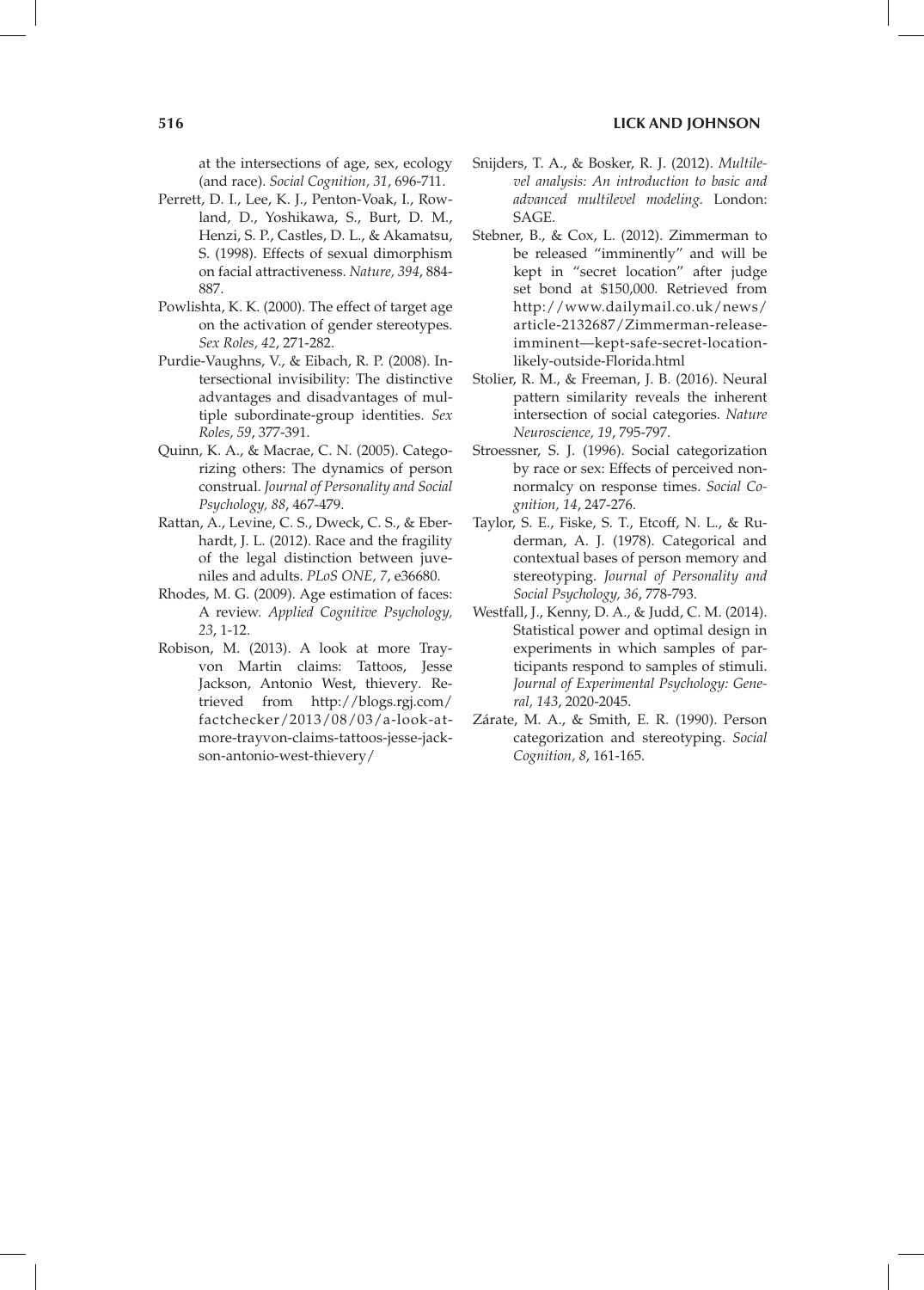at the intersections of age, sex, ecology (and race). *Social Cognition, 31*, 696-711.

Perrett, D. I., Lee, K. J., Penton-Voak, I., Rowland, D., Yoshikawa, S., Burt, D. M., Henzi, S. P., Castles, D. L., & Akamatsu, S. (1998). Effects of sexual dimorphism on facial attractiveness. *Nature, 394*, 884-887.

Powlishta, K. K. (2000). The effect of target age on the activation of gender stereotypes. *Sex Roles, 42*, 271-282.

Purdie-Vaughns, V., & Eibach, R. P. (2008). Intersectional invisibility: The distinctive advantages and disadvantages of multiple subordinate-group identities. *Sex Roles, 59*, 377-391.

Quinn, K. A., & Macrae, C. N. (2005). Categorizing others: The dynamics of person construal. *Journal of Personality and Social Psychology, 88*, 467-479.

Rattan, A., Levine, C. S., Dweck, C. S., & Eberhardt, J. L. (2012). Race and the fragility of the legal distinction between juveniles and adults. *PLoS ONE, 7*, e36680.

Rhodes, M. G. (2009). Age estimation of faces: A review. *Applied Cognitive Psychology, 23*, 1-12.

Robison, M. (2013). A look at more Trayvon Martin claims: Tattoos, Jesse Jackson, Antonio West, thievery. Retrieved from http://blogs.rgj.com/factchecker/2013/08/03/a-look-at-more-trayvon-claims-tattoos-jesse-jackson-antonio-west-thievery/

Snijders, T. A., & Bosker, R. J. (2012). *Multilevel analysis: An introduction to basic and advanced multilevel modeling*. London: SAGE.

Stebner, B., & Cox, L. (2012). Zimmerman to be released "imminently" and will be kept in "secret location" after judge set bond at $150,000. Retrieved from http://www.dailymail.co.uk/news/article-2132687/Zimmerman-release-imminent—kept-safe-secret-location-likely-outside-Florida.html

Stolier, R. M., & Freeman, J. B. (2016). Neural pattern similarity reveals the inherent intersection of social categories. *Nature Neuroscience, 19*, 795-797.

Stroessner, S. J. (1996). Social categorization by race or sex: Effects of perceived non-normalcy on response times. *Social Cognition, 14*, 247-276.

Taylor, S. E., Fiske, S. T., Etcoff, N. L., & Ruderman, A. J. (1978). Categorical and contextual bases of person memory and stereotyping. *Journal of Personality and Social Psychology, 36*, 778-793.

Westfall, J., Kenny, D. A., & Judd, C. M. (2014). Statistical power and optimal design in experiments in which samples of participants respond to samples of stimuli. *Journal of Experimental Psychology: General, 143*, 2020-2045.

Zárate, M. A., & Smith, E. R. (1990). Person categorization and stereotyping. *Social Cognition, 8*, 161-165.